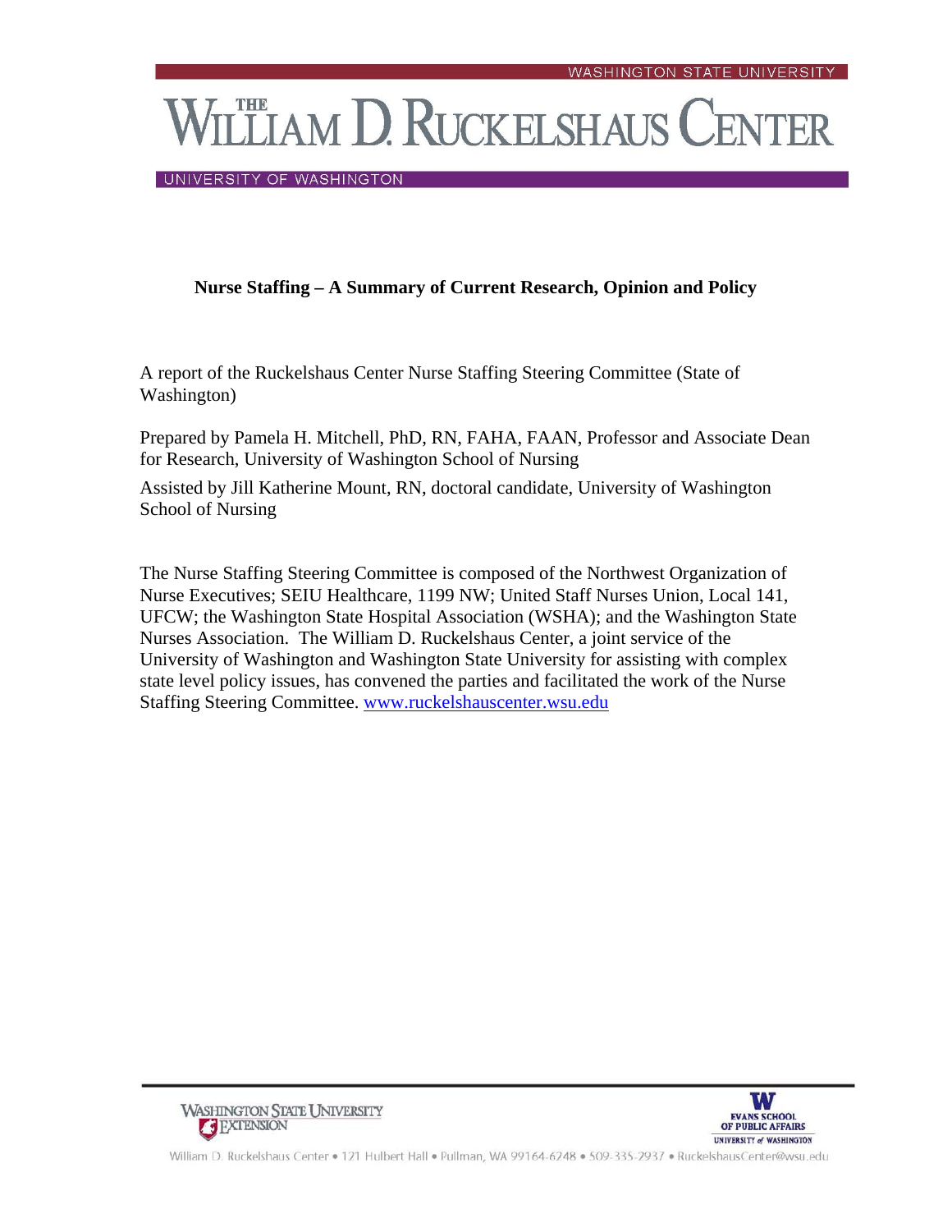WASHINGTON STATE UNIVERSITY

THE WILLIAM D. RUCKELSHAUS CENTER

UNIVERSITY OF WASHINGTON

# Nurse Staffing – A Summary of Current Research, Opinion and Policy

A report of the Ruckelshaus Center Nurse Staffing Steering Committee (State of Washington)

Prepared by Pamela H. Mitchell, PhD, RN, FAHA, FAAN, Professor and Associate Dean for Research, University of Washington School of Nursing

Assisted by Jill Katherine Mount, RN, doctoral candidate, University of Washington School of Nursing

The Nurse Staffing Steering Committee is composed of the Northwest Organization of Nurse Executives; SEIU Healthcare, 1199 NW; United Staff Nurses Union, Local 141, UFCW; the Washington State Hospital Association (WSHA); and the Washington State Nurses Association. The William D. Ruckelshaus Center, a joint service of the University of Washington and Washington State University for assisting with complex state level policy issues, has convened the parties and facilitated the work of the Nurse Staffing Steering Committee. www.ruckelshauscenter.wsu.edu

WASHINGTON STATE UNIVERSITY EXTENSION

EVANS SCHOOL OF PUBLIC AFFAIRS, UNIVERSITY of WASHINGTON

William D. Ruckelshaus Center • 121 Hulbert Hall • Pullman, WA 99164-6248 • 509-335-2937 • RuckelshausCenter@wsu.edu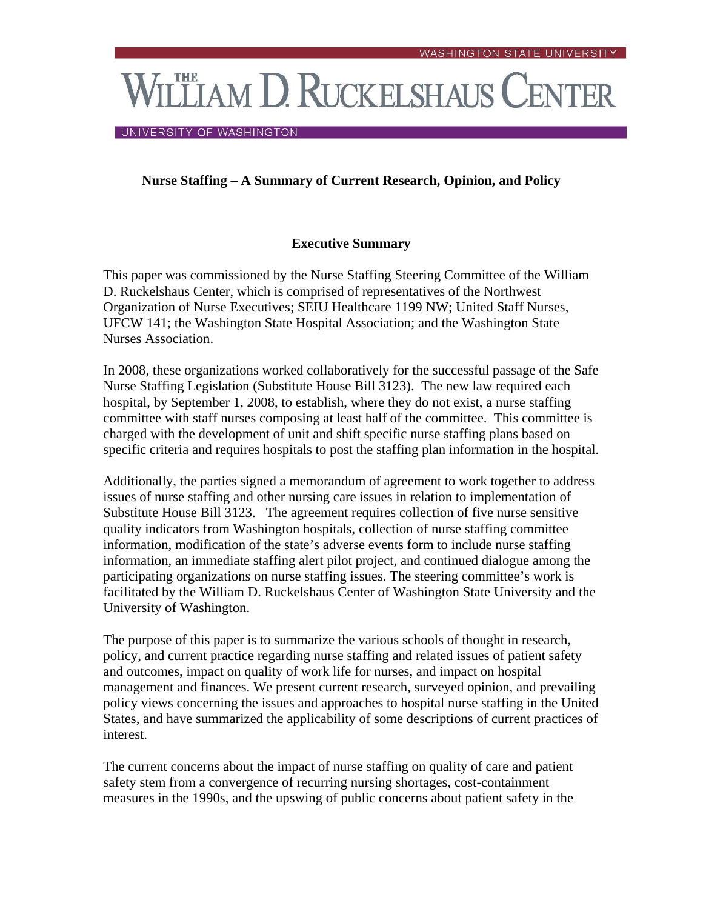WASHINGTON STATE UNIVERSITY

# THE WILLIAM D. RUCKELSHAUS CENTER

UNIVERSITY OF WASHINGTON

## Nurse Staffing – A Summary of Current Research, Opinion, and Policy

### Executive Summary

This paper was commissioned by the Nurse Staffing Steering Committee of the William D. Ruckelshaus Center, which is comprised of representatives of the Northwest Organization of Nurse Executives; SEIU Healthcare 1199 NW; United Staff Nurses, UFCW 141; the Washington State Hospital Association; and the Washington State Nurses Association.

In 2008, these organizations worked collaboratively for the successful passage of the Safe Nurse Staffing Legislation (Substitute House Bill 3123). The new law required each hospital, by September 1, 2008, to establish, where they do not exist, a nurse staffing committee with staff nurses composing at least half of the committee. This committee is charged with the development of unit and shift specific nurse staffing plans based on specific criteria and requires hospitals to post the staffing plan information in the hospital.

Additionally, the parties signed a memorandum of agreement to work together to address issues of nurse staffing and other nursing care issues in relation to implementation of Substitute House Bill 3123. The agreement requires collection of five nurse sensitive quality indicators from Washington hospitals, collection of nurse staffing committee information, modification of the state's adverse events form to include nurse staffing information, an immediate staffing alert pilot project, and continued dialogue among the participating organizations on nurse staffing issues. The steering committee's work is facilitated by the William D. Ruckelshaus Center of Washington State University and the University of Washington.

The purpose of this paper is to summarize the various schools of thought in research, policy, and current practice regarding nurse staffing and related issues of patient safety and outcomes, impact on quality of work life for nurses, and impact on hospital management and finances. We present current research, surveyed opinion, and prevailing policy views concerning the issues and approaches to hospital nurse staffing in the United States, and have summarized the applicability of some descriptions of current practices of interest.

The current concerns about the impact of nurse staffing on quality of care and patient safety stem from a convergence of recurring nursing shortages, cost-containment measures in the 1990s, and the upswing of public concerns about patient safety in the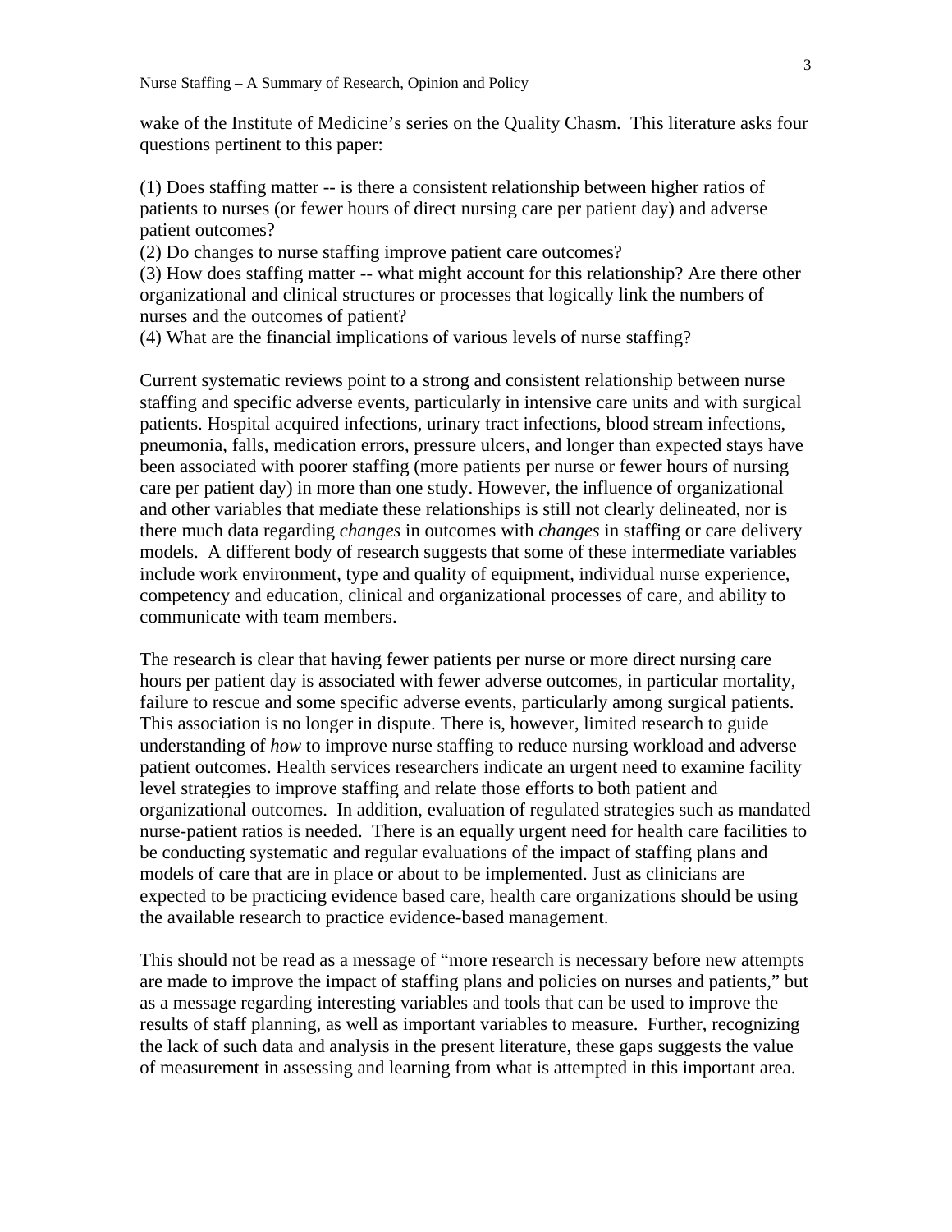wake of the Institute of Medicine's series on the Quality Chasm. This literature asks four questions pertinent to this paper:

(1) Does staffing matter -- is there a consistent relationship between higher ratios of patients to nurses (or fewer hours of direct nursing care per patient day) and adverse patient outcomes?
(2) Do changes to nurse staffing improve patient care outcomes?
(3) How does staffing matter -- what might account for this relationship? Are there other organizational and clinical structures or processes that logically link the numbers of nurses and the outcomes of patient?
(4) What are the financial implications of various levels of nurse staffing?

Current systematic reviews point to a strong and consistent relationship between nurse staffing and specific adverse events, particularly in intensive care units and with surgical patients. Hospital acquired infections, urinary tract infections, blood stream infections, pneumonia, falls, medication errors, pressure ulcers, and longer than expected stays have been associated with poorer staffing (more patients per nurse or fewer hours of nursing care per patient day) in more than one study. However, the influence of organizational and other variables that mediate these relationships is still not clearly delineated, nor is there much data regarding *changes* in outcomes with *changes* in staffing or care delivery models. A different body of research suggests that some of these intermediate variables include work environment, type and quality of equipment, individual nurse experience, competency and education, clinical and organizational processes of care, and ability to communicate with team members.

The research is clear that having fewer patients per nurse or more direct nursing care hours per patient day is associated with fewer adverse outcomes, in particular mortality, failure to rescue and some specific adverse events, particularly among surgical patients. This association is no longer in dispute. There is, however, limited research to guide understanding of *how* to improve nurse staffing to reduce nursing workload and adverse patient outcomes. Health services researchers indicate an urgent need to examine facility level strategies to improve staffing and relate those efforts to both patient and organizational outcomes. In addition, evaluation of regulated strategies such as mandated nurse-patient ratios is needed. There is an equally urgent need for health care facilities to be conducting systematic and regular evaluations of the impact of staffing plans and models of care that are in place or about to be implemented. Just as clinicians are expected to be practicing evidence based care, health care organizations should be using the available research to practice evidence-based management.

This should not be read as a message of "more research is necessary before new attempts are made to improve the impact of staffing plans and policies on nurses and patients," but as a message regarding interesting variables and tools that can be used to improve the results of staff planning, as well as important variables to measure. Further, recognizing the lack of such data and analysis in the present literature, these gaps suggests the value of measurement in assessing and learning from what is attempted in this important area.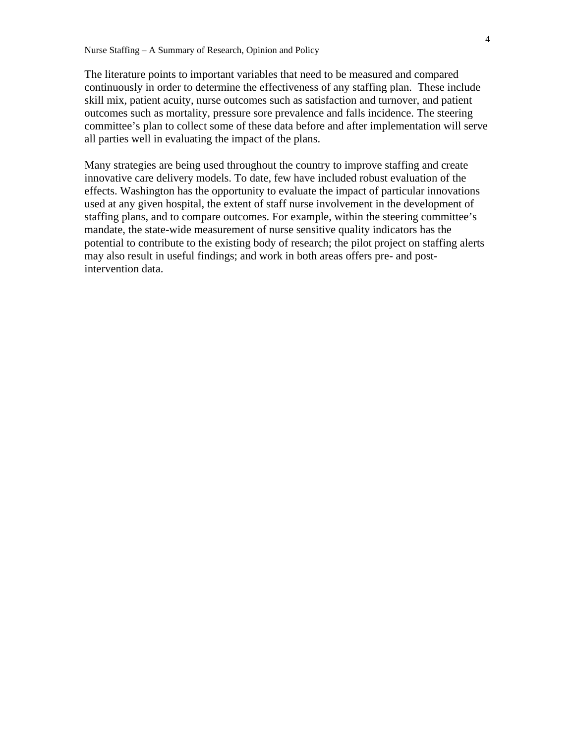The literature points to important variables that need to be measured and compared continuously in order to determine the effectiveness of any staffing plan. These include skill mix, patient acuity, nurse outcomes such as satisfaction and turnover, and patient outcomes such as mortality, pressure sore prevalence and falls incidence. The steering committee's plan to collect some of these data before and after implementation will serve all parties well in evaluating the impact of the plans.

Many strategies are being used throughout the country to improve staffing and create innovative care delivery models. To date, few have included robust evaluation of the effects. Washington has the opportunity to evaluate the impact of particular innovations used at any given hospital, the extent of staff nurse involvement in the development of staffing plans, and to compare outcomes. For example, within the steering committee's mandate, the state-wide measurement of nurse sensitive quality indicators has the potential to contribute to the existing body of research; the pilot project on staffing alerts may also result in useful findings; and work in both areas offers pre- and post-intervention data.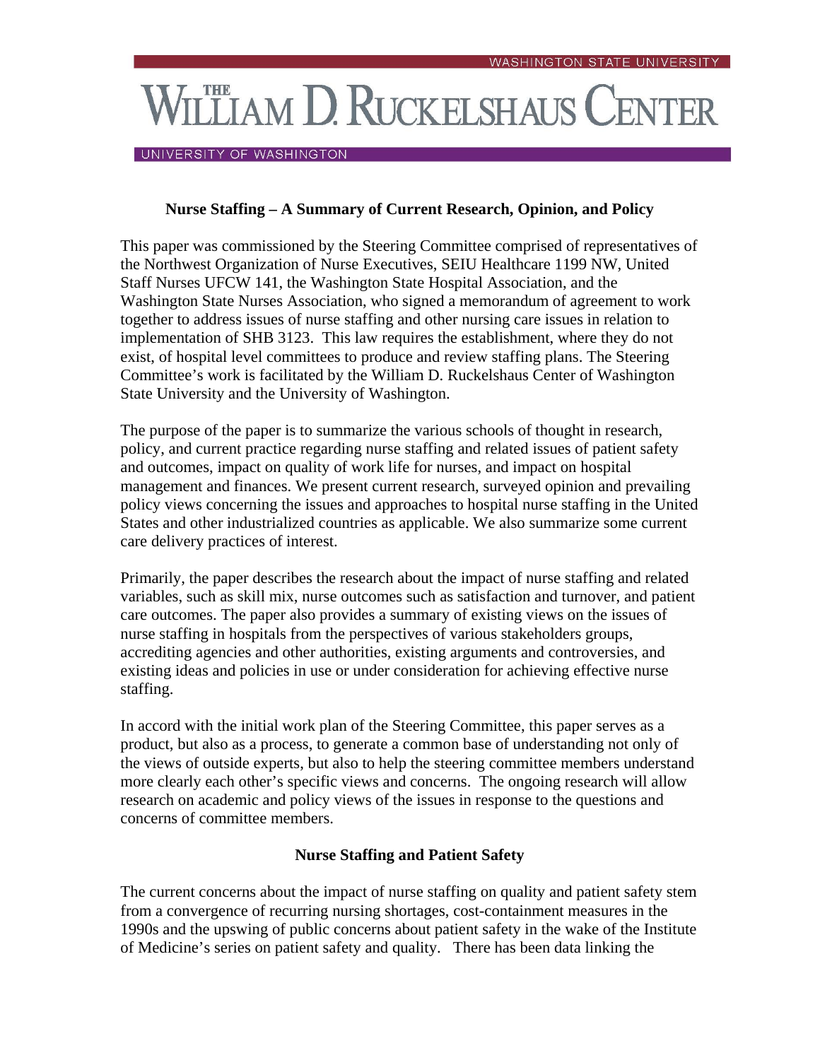# Nurse Staffing – A Summary of Current Research, Opinion, and Policy

This paper was commissioned by the Steering Committee comprised of representatives of the Northwest Organization of Nurse Executives, SEIU Healthcare 1199 NW, United Staff Nurses UFCW 141, the Washington State Hospital Association, and the Washington State Nurses Association, who signed a memorandum of agreement to work together to address issues of nurse staffing and other nursing care issues in relation to implementation of SHB 3123. This law requires the establishment, where they do not exist, of hospital level committees to produce and review staffing plans. The Steering Committee's work is facilitated by the William D. Ruckelshaus Center of Washington State University and the University of Washington.

The purpose of the paper is to summarize the various schools of thought in research, policy, and current practice regarding nurse staffing and related issues of patient safety and outcomes, impact on quality of work life for nurses, and impact on hospital management and finances. We present current research, surveyed opinion and prevailing policy views concerning the issues and approaches to hospital nurse staffing in the United States and other industrialized countries as applicable. We also summarize some current care delivery practices of interest.

Primarily, the paper describes the research about the impact of nurse staffing and related variables, such as skill mix, nurse outcomes such as satisfaction and turnover, and patient care outcomes. The paper also provides a summary of existing views on the issues of nurse staffing in hospitals from the perspectives of various stakeholders groups, accrediting agencies and other authorities, existing arguments and controversies, and existing ideas and policies in use or under consideration for achieving effective nurse staffing.

In accord with the initial work plan of the Steering Committee, this paper serves as a product, but also as a process, to generate a common base of understanding not only of the views of outside experts, but also to help the steering committee members understand more clearly each other's specific views and concerns. The ongoing research will allow research on academic and policy views of the issues in response to the questions and concerns of committee members.

## Nurse Staffing and Patient Safety

The current concerns about the impact of nurse staffing on quality and patient safety stem from a convergence of recurring nursing shortages, cost-containment measures in the 1990s and the upswing of public concerns about patient safety in the wake of the Institute of Medicine's series on patient safety and quality. There has been data linking the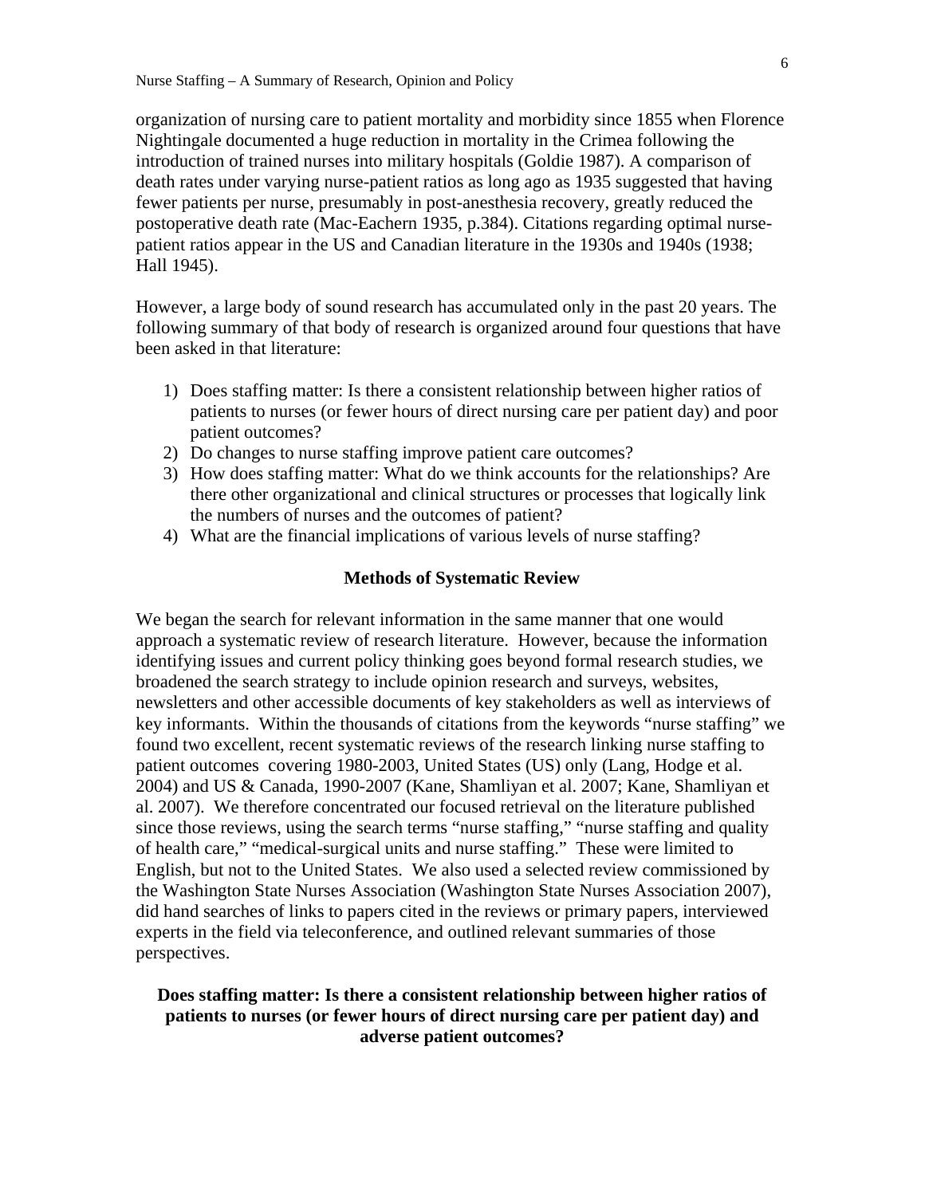organization of nursing care to patient mortality and morbidity since 1855 when Florence Nightingale documented a huge reduction in mortality in the Crimea following the introduction of trained nurses into military hospitals (Goldie 1987). A comparison of death rates under varying nurse-patient ratios as long ago as 1935 suggested that having fewer patients per nurse, presumably in post-anesthesia recovery, greatly reduced the postoperative death rate (Mac-Eachern 1935, p.384). Citations regarding optimal nurse-patient ratios appear in the US and Canadian literature in the 1930s and 1940s (1938; Hall 1945).

However, a large body of sound research has accumulated only in the past 20 years. The following summary of that body of research is organized around four questions that have been asked in that literature:

1) Does staffing matter: Is there a consistent relationship between higher ratios of patients to nurses (or fewer hours of direct nursing care per patient day) and poor patient outcomes?
2) Do changes to nurse staffing improve patient care outcomes?
3) How does staffing matter: What do we think accounts for the relationships? Are there other organizational and clinical structures or processes that logically link the numbers of nurses and the outcomes of patient?
4) What are the financial implications of various levels of nurse staffing?

## Methods of Systematic Review

We began the search for relevant information in the same manner that one would approach a systematic review of research literature. However, because the information identifying issues and current policy thinking goes beyond formal research studies, we broadened the search strategy to include opinion research and surveys, websites, newsletters and other accessible documents of key stakeholders as well as interviews of key informants. Within the thousands of citations from the keywords "nurse staffing" we found two excellent, recent systematic reviews of the research linking nurse staffing to patient outcomes covering 1980-2003, United States (US) only (Lang, Hodge et al. 2004) and US & Canada, 1990-2007 (Kane, Shamliyan et al. 2007; Kane, Shamliyan et al. 2007). We therefore concentrated our focused retrieval on the literature published since those reviews, using the search terms "nurse staffing," "nurse staffing and quality of health care," "medical-surgical units and nurse staffing." These were limited to English, but not to the United States. We also used a selected review commissioned by the Washington State Nurses Association (Washington State Nurses Association 2007), did hand searches of links to papers cited in the reviews or primary papers, interviewed experts in the field via teleconference, and outlined relevant summaries of those perspectives.

## Does staffing matter: Is there a consistent relationship between higher ratios of patients to nurses (or fewer hours of direct nursing care per patient day) and adverse patient outcomes?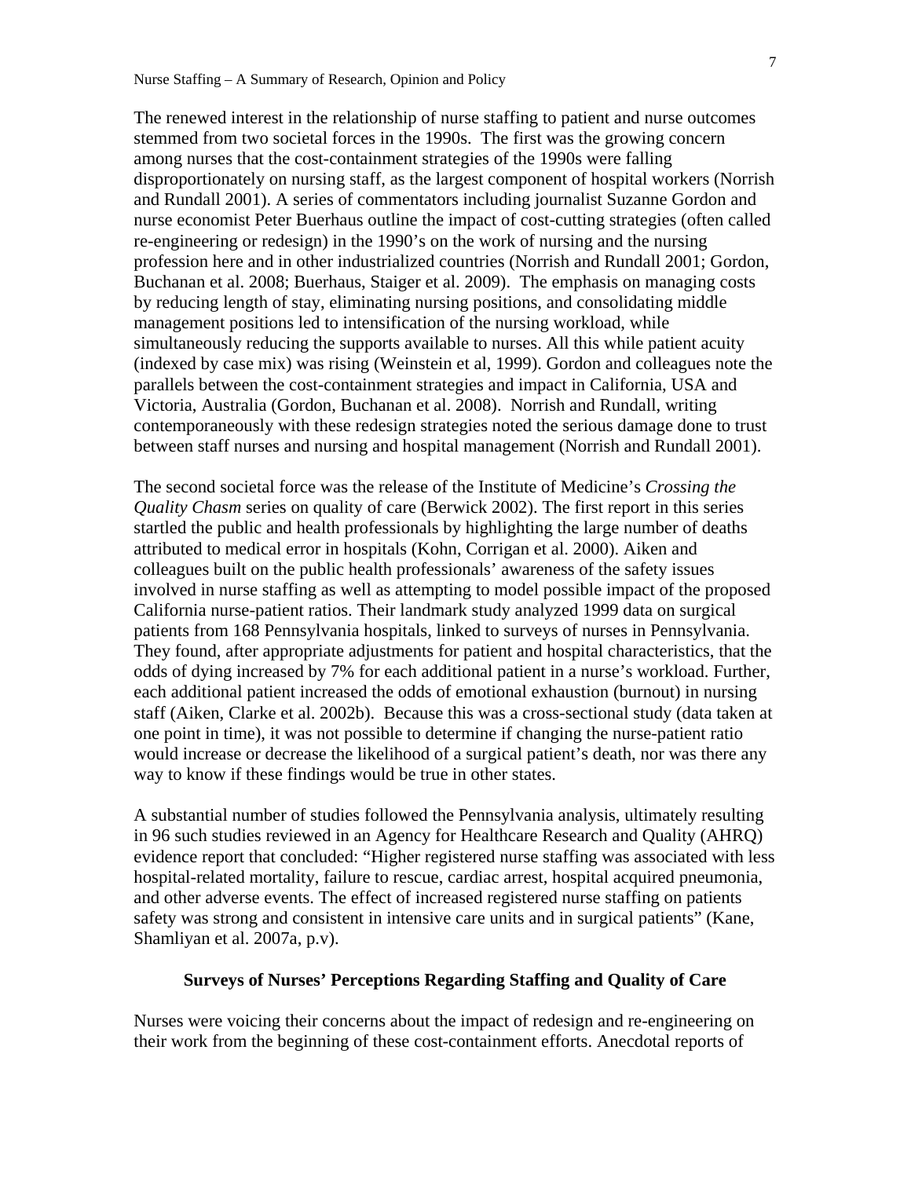The renewed interest in the relationship of nurse staffing to patient and nurse outcomes stemmed from two societal forces in the 1990s. The first was the growing concern among nurses that the cost-containment strategies of the 1990s were falling disproportionately on nursing staff, as the largest component of hospital workers (Norrish and Rundall 2001). A series of commentators including journalist Suzanne Gordon and nurse economist Peter Buerhaus outline the impact of cost-cutting strategies (often called re-engineering or redesign) in the 1990's on the work of nursing and the nursing profession here and in other industrialized countries (Norrish and Rundall 2001; Gordon, Buchanan et al. 2008; Buerhaus, Staiger et al. 2009). The emphasis on managing costs by reducing length of stay, eliminating nursing positions, and consolidating middle management positions led to intensification of the nursing workload, while simultaneously reducing the supports available to nurses. All this while patient acuity (indexed by case mix) was rising (Weinstein et al, 1999). Gordon and colleagues note the parallels between the cost-containment strategies and impact in California, USA and Victoria, Australia (Gordon, Buchanan et al. 2008). Norrish and Rundall, writing contemporaneously with these redesign strategies noted the serious damage done to trust between staff nurses and nursing and hospital management (Norrish and Rundall 2001).

The second societal force was the release of the Institute of Medicine's *Crossing the Quality Chasm* series on quality of care (Berwick 2002). The first report in this series startled the public and health professionals by highlighting the large number of deaths attributed to medical error in hospitals (Kohn, Corrigan et al. 2000). Aiken and colleagues built on the public health professionals' awareness of the safety issues involved in nurse staffing as well as attempting to model possible impact of the proposed California nurse-patient ratios. Their landmark study analyzed 1999 data on surgical patients from 168 Pennsylvania hospitals, linked to surveys of nurses in Pennsylvania. They found, after appropriate adjustments for patient and hospital characteristics, that the odds of dying increased by 7% for each additional patient in a nurse's workload. Further, each additional patient increased the odds of emotional exhaustion (burnout) in nursing staff (Aiken, Clarke et al. 2002b). Because this was a cross-sectional study (data taken at one point in time), it was not possible to determine if changing the nurse-patient ratio would increase or decrease the likelihood of a surgical patient's death, nor was there any way to know if these findings would be true in other states.

A substantial number of studies followed the Pennsylvania analysis, ultimately resulting in 96 such studies reviewed in an Agency for Healthcare Research and Quality (AHRQ) evidence report that concluded: "Higher registered nurse staffing was associated with less hospital-related mortality, failure to rescue, cardiac arrest, hospital acquired pneumonia, and other adverse events. The effect of increased registered nurse staffing on patients safety was strong and consistent in intensive care units and in surgical patients" (Kane, Shamliyan et al. 2007a, p.v).

### Surveys of Nurses' Perceptions Regarding Staffing and Quality of Care

Nurses were voicing their concerns about the impact of redesign and re-engineering on their work from the beginning of these cost-containment efforts. Anecdotal reports of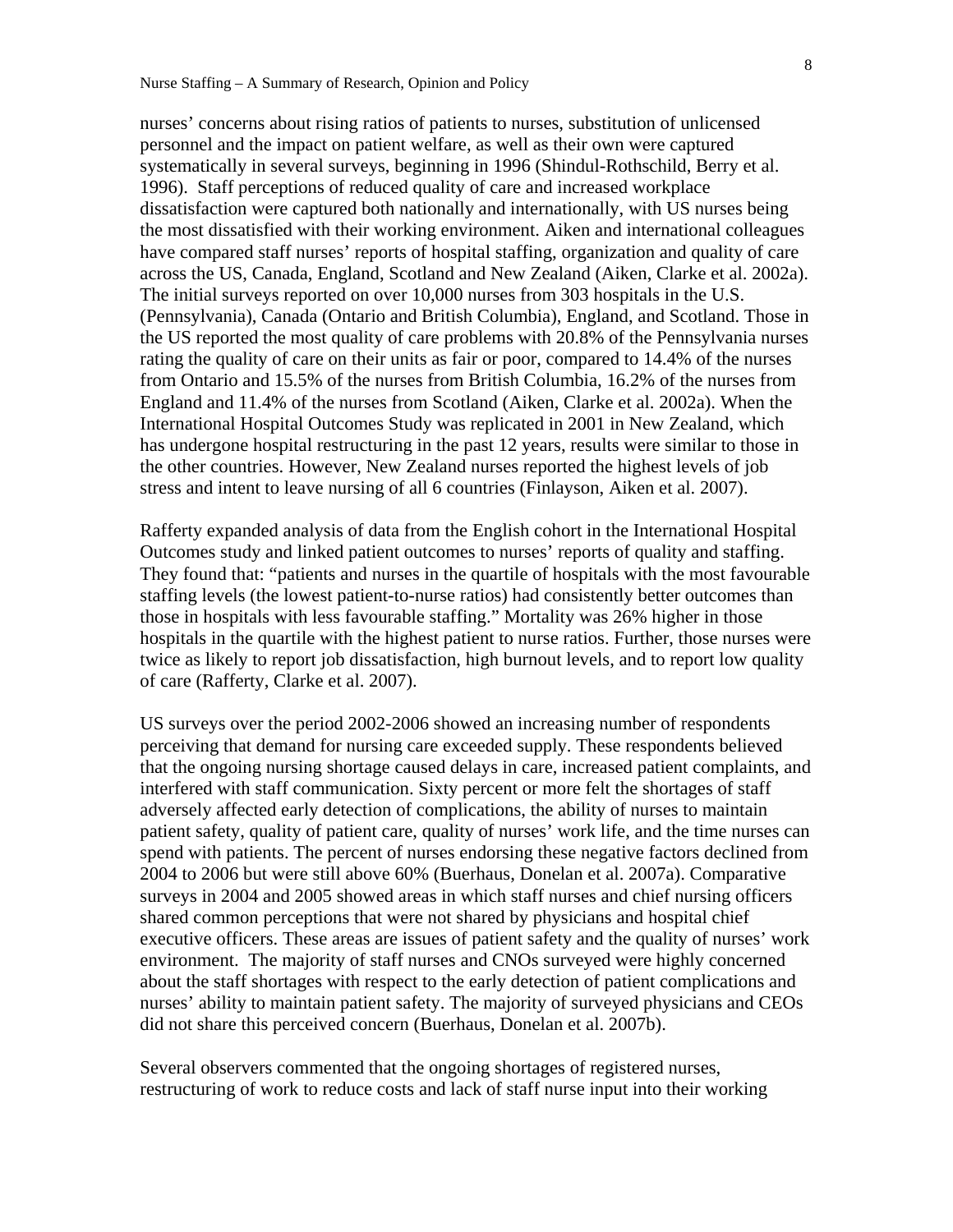nurses' concerns about rising ratios of patients to nurses, substitution of unlicensed personnel and the impact on patient welfare, as well as their own were captured systematically in several surveys, beginning in 1996 (Shindul-Rothschild, Berry et al. 1996). Staff perceptions of reduced quality of care and increased workplace dissatisfaction were captured both nationally and internationally, with US nurses being the most dissatisfied with their working environment. Aiken and international colleagues have compared staff nurses' reports of hospital staffing, organization and quality of care across the US, Canada, England, Scotland and New Zealand (Aiken, Clarke et al. 2002a). The initial surveys reported on over 10,000 nurses from 303 hospitals in the U.S. (Pennsylvania), Canada (Ontario and British Columbia), England, and Scotland. Those in the US reported the most quality of care problems with 20.8% of the Pennsylvania nurses rating the quality of care on their units as fair or poor, compared to 14.4% of the nurses from Ontario and 15.5% of the nurses from British Columbia, 16.2% of the nurses from England and 11.4% of the nurses from Scotland (Aiken, Clarke et al. 2002a). When the International Hospital Outcomes Study was replicated in 2001 in New Zealand, which has undergone hospital restructuring in the past 12 years, results were similar to those in the other countries. However, New Zealand nurses reported the highest levels of job stress and intent to leave nursing of all 6 countries (Finlayson, Aiken et al. 2007).

Rafferty expanded analysis of data from the English cohort in the International Hospital Outcomes study and linked patient outcomes to nurses' reports of quality and staffing. They found that: "patients and nurses in the quartile of hospitals with the most favourable staffing levels (the lowest patient-to-nurse ratios) had consistently better outcomes than those in hospitals with less favourable staffing." Mortality was 26% higher in those hospitals in the quartile with the highest patient to nurse ratios. Further, those nurses were twice as likely to report job dissatisfaction, high burnout levels, and to report low quality of care (Rafferty, Clarke et al. 2007).

US surveys over the period 2002-2006 showed an increasing number of respondents perceiving that demand for nursing care exceeded supply. These respondents believed that the ongoing nursing shortage caused delays in care, increased patient complaints, and interfered with staff communication. Sixty percent or more felt the shortages of staff adversely affected early detection of complications, the ability of nurses to maintain patient safety, quality of patient care, quality of nurses' work life, and the time nurses can spend with patients. The percent of nurses endorsing these negative factors declined from 2004 to 2006 but were still above 60% (Buerhaus, Donelan et al. 2007a). Comparative surveys in 2004 and 2005 showed areas in which staff nurses and chief nursing officers shared common perceptions that were not shared by physicians and hospital chief executive officers. These areas are issues of patient safety and the quality of nurses' work environment. The majority of staff nurses and CNOs surveyed were highly concerned about the staff shortages with respect to the early detection of patient complications and nurses' ability to maintain patient safety. The majority of surveyed physicians and CEOs did not share this perceived concern (Buerhaus, Donelan et al. 2007b).

Several observers commented that the ongoing shortages of registered nurses, restructuring of work to reduce costs and lack of staff nurse input into their working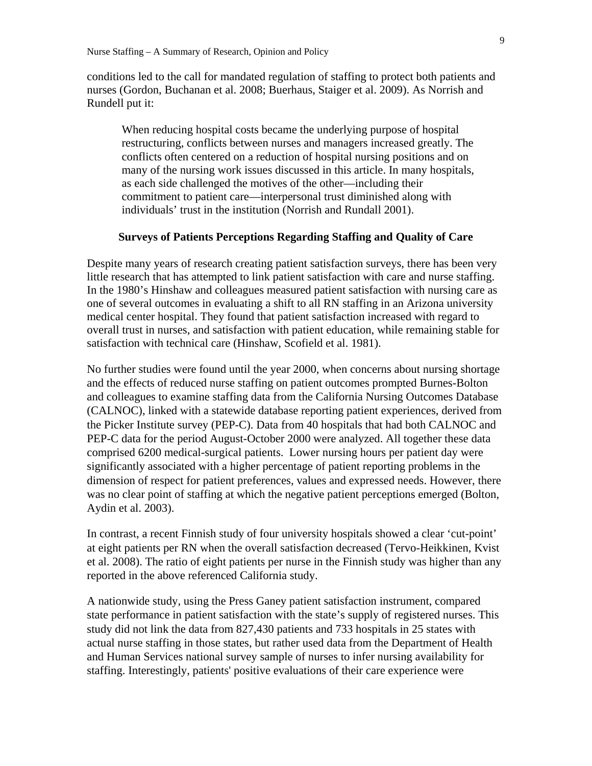conditions led to the call for mandated regulation of staffing to protect both patients and nurses (Gordon, Buchanan et al. 2008; Buerhaus, Staiger et al. 2009). As Norrish and Rundell put it:

> When reducing hospital costs became the underlying purpose of hospital restructuring, conflicts between nurses and managers increased greatly. The conflicts often centered on a reduction of hospital nursing positions and on many of the nursing work issues discussed in this article. In many hospitals, as each side challenged the motives of the other—including their commitment to patient care—interpersonal trust diminished along with individuals' trust in the institution (Norrish and Rundall 2001).

## Surveys of Patients Perceptions Regarding Staffing and Quality of Care

Despite many years of research creating patient satisfaction surveys, there has been very little research that has attempted to link patient satisfaction with care and nurse staffing. In the 1980's Hinshaw and colleagues measured patient satisfaction with nursing care as one of several outcomes in evaluating a shift to all RN staffing in an Arizona university medical center hospital. They found that patient satisfaction increased with regard to overall trust in nurses, and satisfaction with patient education, while remaining stable for satisfaction with technical care (Hinshaw, Scofield et al. 1981).

No further studies were found until the year 2000, when concerns about nursing shortage and the effects of reduced nurse staffing on patient outcomes prompted Burnes-Bolton and colleagues to examine staffing data from the California Nursing Outcomes Database (CALNOC), linked with a statewide database reporting patient experiences, derived from the Picker Institute survey (PEP-C). Data from 40 hospitals that had both CALNOC and PEP-C data for the period August-October 2000 were analyzed. All together these data comprised 6200 medical-surgical patients. Lower nursing hours per patient day were significantly associated with a higher percentage of patient reporting problems in the dimension of respect for patient preferences, values and expressed needs. However, there was no clear point of staffing at which the negative patient perceptions emerged (Bolton, Aydin et al. 2003).

In contrast, a recent Finnish study of four university hospitals showed a clear 'cut-point' at eight patients per RN when the overall satisfaction decreased (Tervo-Heikkinen, Kvist et al. 2008). The ratio of eight patients per nurse in the Finnish study was higher than any reported in the above referenced California study.

A nationwide study, using the Press Ganey patient satisfaction instrument, compared state performance in patient satisfaction with the state's supply of registered nurses. This study did not link the data from 827,430 patients and 733 hospitals in 25 states with actual nurse staffing in those states, but rather used data from the Department of Health and Human Services national survey sample of nurses to infer nursing availability for staffing. Interestingly, patients' positive evaluations of their care experience were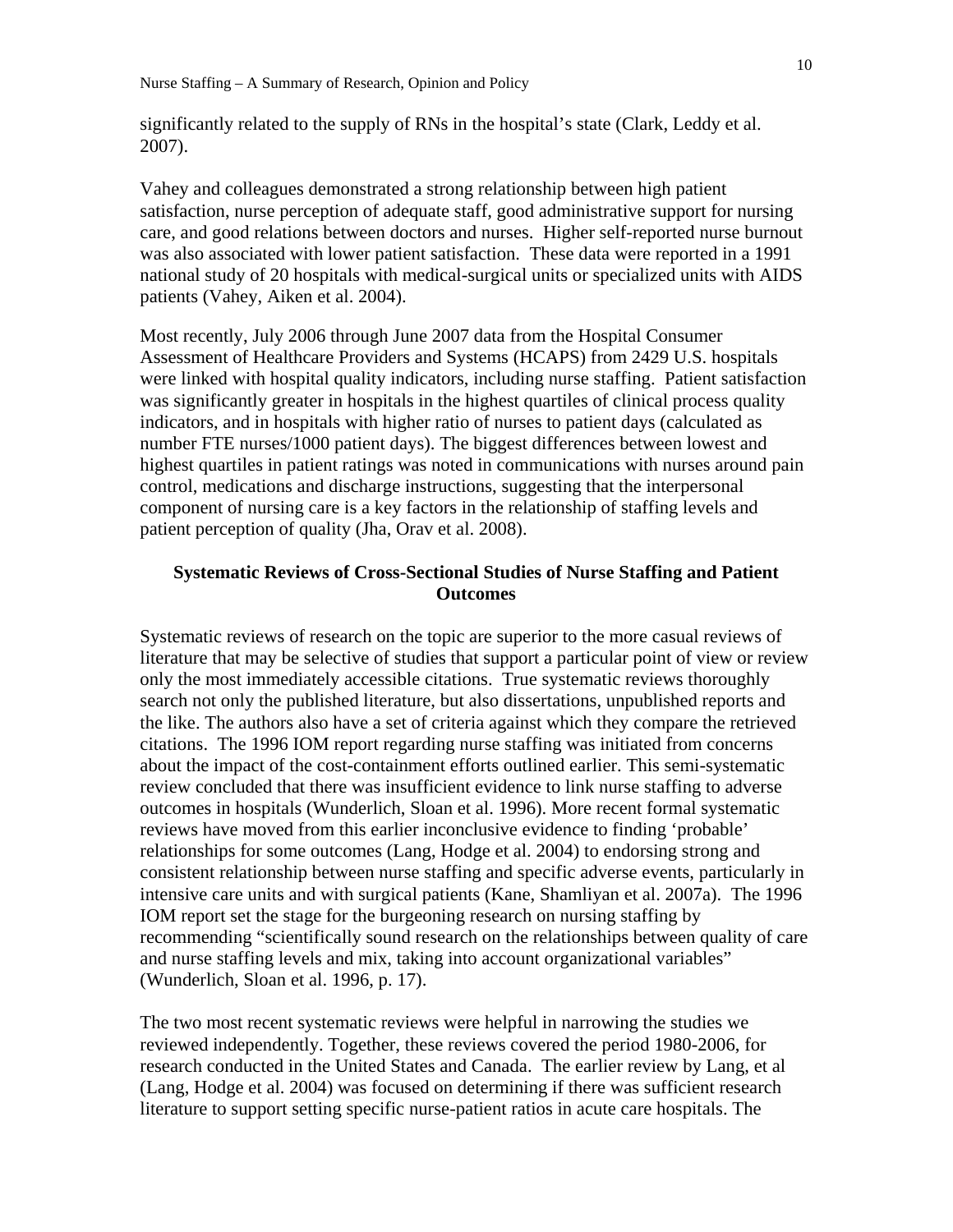significantly related to the supply of RNs in the hospital's state (Clark, Leddy et al. 2007).

Vahey and colleagues demonstrated a strong relationship between high patient satisfaction, nurse perception of adequate staff, good administrative support for nursing care, and good relations between doctors and nurses. Higher self-reported nurse burnout was also associated with lower patient satisfaction. These data were reported in a 1991 national study of 20 hospitals with medical-surgical units or specialized units with AIDS patients (Vahey, Aiken et al. 2004).

Most recently, July 2006 through June 2007 data from the Hospital Consumer Assessment of Healthcare Providers and Systems (HCAPS) from 2429 U.S. hospitals were linked with hospital quality indicators, including nurse staffing. Patient satisfaction was significantly greater in hospitals in the highest quartiles of clinical process quality indicators, and in hospitals with higher ratio of nurses to patient days (calculated as number FTE nurses/1000 patient days). The biggest differences between lowest and highest quartiles in patient ratings was noted in communications with nurses around pain control, medications and discharge instructions, suggesting that the interpersonal component of nursing care is a key factors in the relationship of staffing levels and patient perception of quality (Jha, Orav et al. 2008).

## Systematic Reviews of Cross-Sectional Studies of Nurse Staffing and Patient Outcomes

Systematic reviews of research on the topic are superior to the more casual reviews of literature that may be selective of studies that support a particular point of view or review only the most immediately accessible citations. True systematic reviews thoroughly search not only the published literature, but also dissertations, unpublished reports and the like. The authors also have a set of criteria against which they compare the retrieved citations. The 1996 IOM report regarding nurse staffing was initiated from concerns about the impact of the cost-containment efforts outlined earlier. This semi-systematic review concluded that there was insufficient evidence to link nurse staffing to adverse outcomes in hospitals (Wunderlich, Sloan et al. 1996). More recent formal systematic reviews have moved from this earlier inconclusive evidence to finding 'probable' relationships for some outcomes (Lang, Hodge et al. 2004) to endorsing strong and consistent relationship between nurse staffing and specific adverse events, particularly in intensive care units and with surgical patients (Kane, Shamliyan et al. 2007a). The 1996 IOM report set the stage for the burgeoning research on nursing staffing by recommending "scientifically sound research on the relationships between quality of care and nurse staffing levels and mix, taking into account organizational variables" (Wunderlich, Sloan et al. 1996, p. 17).

The two most recent systematic reviews were helpful in narrowing the studies we reviewed independently. Together, these reviews covered the period 1980-2006, for research conducted in the United States and Canada. The earlier review by Lang, et al (Lang, Hodge et al. 2004) was focused on determining if there was sufficient research literature to support setting specific nurse-patient ratios in acute care hospitals. The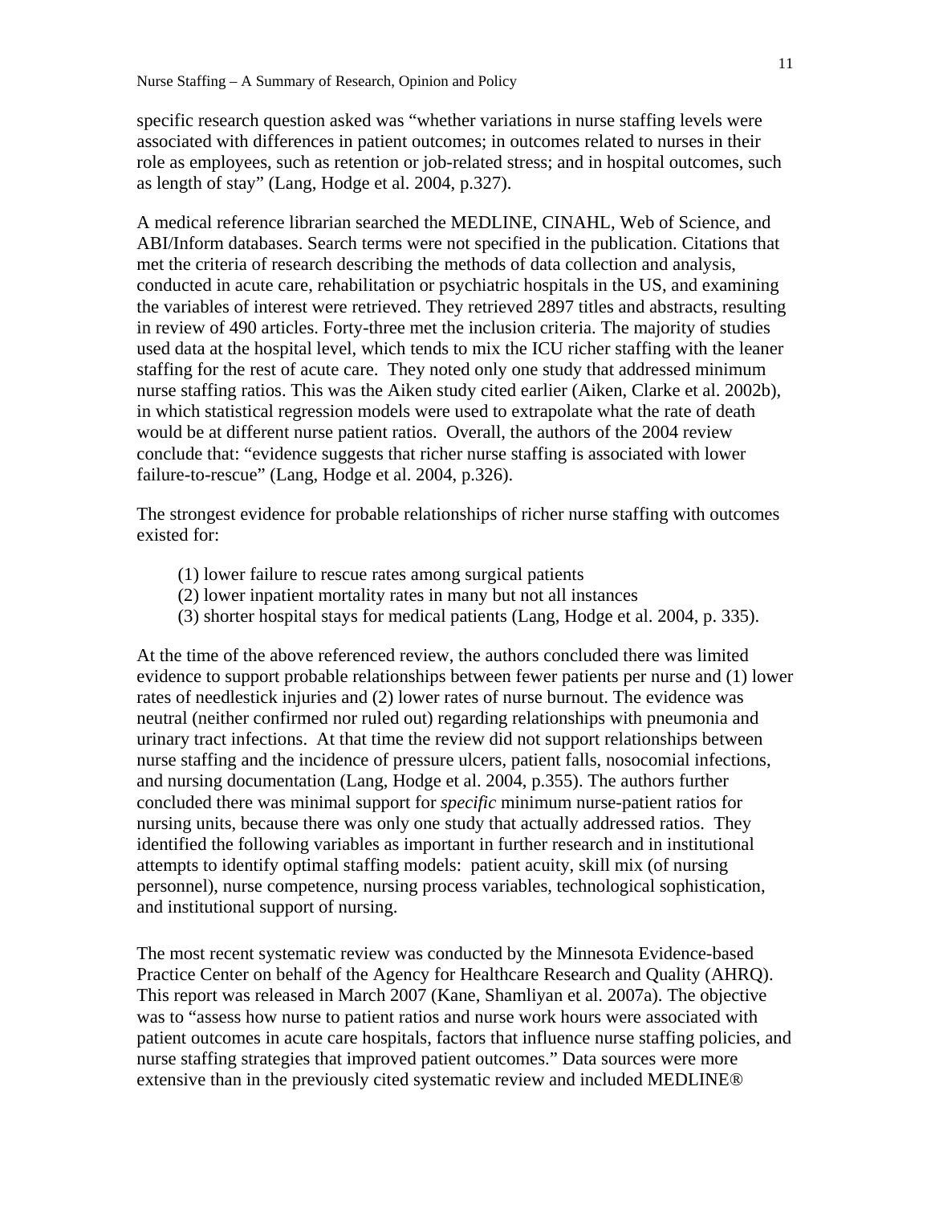specific research question asked was "whether variations in nurse staffing levels were associated with differences in patient outcomes; in outcomes related to nurses in their role as employees, such as retention or job-related stress; and in hospital outcomes, such as length of stay" (Lang, Hodge et al. 2004, p.327).

A medical reference librarian searched the MEDLINE, CINAHL, Web of Science, and ABI/Inform databases. Search terms were not specified in the publication. Citations that met the criteria of research describing the methods of data collection and analysis, conducted in acute care, rehabilitation or psychiatric hospitals in the US, and examining the variables of interest were retrieved. They retrieved 2897 titles and abstracts, resulting in review of 490 articles. Forty-three met the inclusion criteria. The majority of studies used data at the hospital level, which tends to mix the ICU richer staffing with the leaner staffing for the rest of acute care. They noted only one study that addressed minimum nurse staffing ratios. This was the Aiken study cited earlier (Aiken, Clarke et al. 2002b), in which statistical regression models were used to extrapolate what the rate of death would be at different nurse patient ratios. Overall, the authors of the 2004 review conclude that: "evidence suggests that richer nurse staffing is associated with lower failure-to-rescue" (Lang, Hodge et al. 2004, p.326).

The strongest evidence for probable relationships of richer nurse staffing with outcomes existed for:

(1) lower failure to rescue rates among surgical patients
(2) lower inpatient mortality rates in many but not all instances
(3) shorter hospital stays for medical patients (Lang, Hodge et al. 2004, p. 335).

At the time of the above referenced review, the authors concluded there was limited evidence to support probable relationships between fewer patients per nurse and (1) lower rates of needlestick injuries and (2) lower rates of nurse burnout. The evidence was neutral (neither confirmed nor ruled out) regarding relationships with pneumonia and urinary tract infections. At that time the review did not support relationships between nurse staffing and the incidence of pressure ulcers, patient falls, nosocomial infections, and nursing documentation (Lang, Hodge et al. 2004, p.355). The authors further concluded there was minimal support for *specific* minimum nurse-patient ratios for nursing units, because there was only one study that actually addressed ratios. They identified the following variables as important in further research and in institutional attempts to identify optimal staffing models: patient acuity, skill mix (of nursing personnel), nurse competence, nursing process variables, technological sophistication, and institutional support of nursing.

The most recent systematic review was conducted by the Minnesota Evidence-based Practice Center on behalf of the Agency for Healhcare Research and Quality (AHRQ). This report was released in March 2007 (Kane, Shamliyan et al. 2007a). The objective was to "assess how nurse to patient ratios and nurse work hours were associated with patient outcomes in acute care hospitals, factors that influence nurse staffing policies, and nurse staffing strategies that improved patient outcomes." Data sources were more extensive than in the previously cited systematic review and included MEDLINE®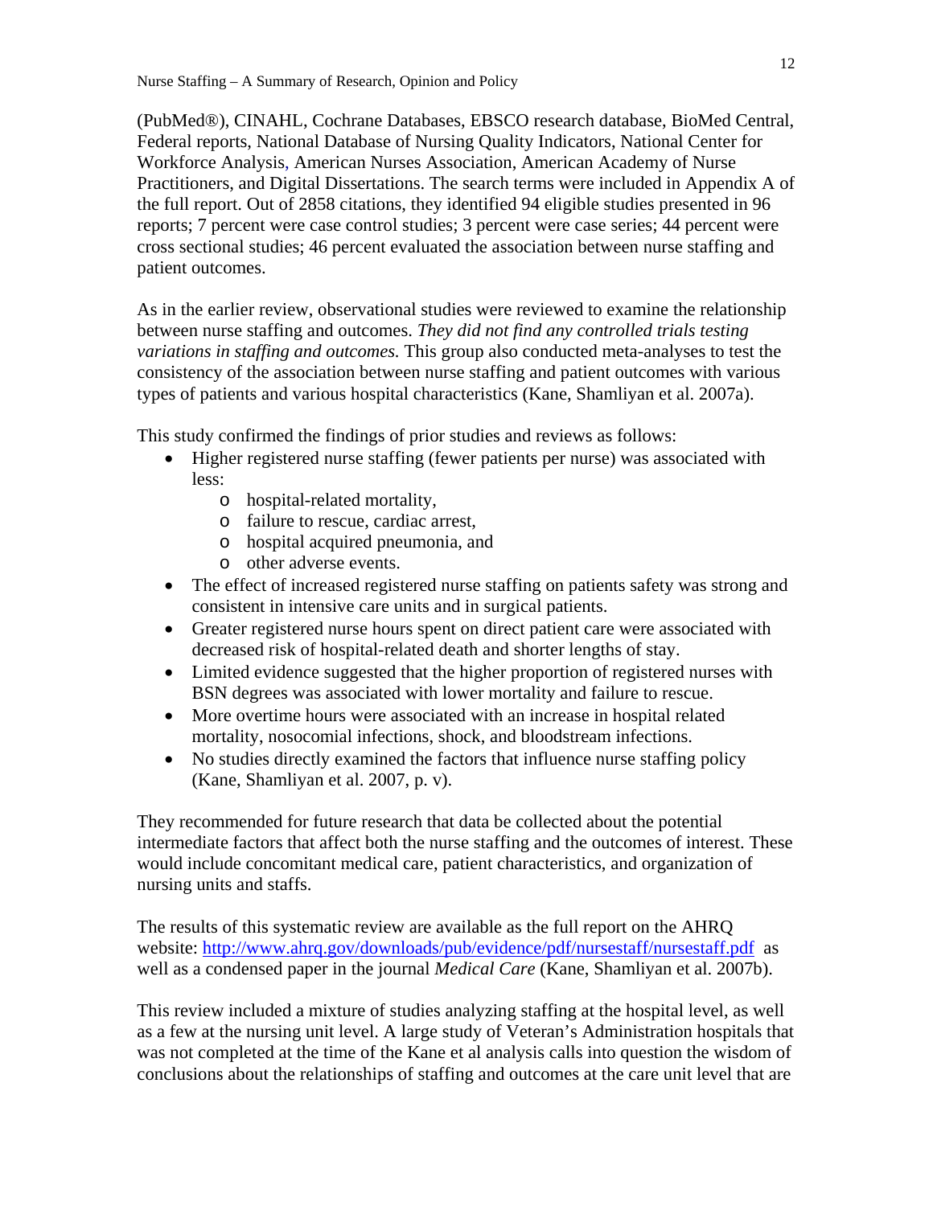(PubMed®), CINAHL, Cochrane Databases, EBSCO research database, BioMed Central, Federal reports, National Database of Nursing Quality Indicators, National Center for Workforce Analysis, American Nurses Association, American Academy of Nurse Practitioners, and Digital Dissertations. The search terms were included in Appendix A of the full report. Out of 2858 citations, they identified 94 eligible studies presented in 96 reports; 7 percent were case control studies; 3 percent were case series; 44 percent were cross sectional studies; 46 percent evaluated the association between nurse staffing and patient outcomes.

As in the earlier review, observational studies were reviewed to examine the relationship between nurse staffing and outcomes. *They did not find any controlled trials testing variations in staffing and outcomes.* This group also conducted meta-analyses to test the consistency of the association between nurse staffing and patient outcomes with various types of patients and various hospital characteristics (Kane, Shamliyan et al. 2007a).

This study confirmed the findings of prior studies and reviews as follows:

- Higher registered nurse staffing (fewer patients per nurse) was associated with less:
  - hospital-related mortality,
  - failure to rescue, cardiac arrest,
  - hospital acquired pneumonia, and
  - other adverse events.
- The effect of increased registered nurse staffing on patients safety was strong and consistent in intensive care units and in surgical patients.
- Greater registered nurse hours spent on direct patient care were associated with decreased risk of hospital-related death and shorter lengths of stay.
- Limited evidence suggested that the higher proportion of registered nurses with BSN degrees was associated with lower mortality and failure to rescue.
- More overtime hours were associated with an increase in hospital related mortality, nosocomial infections, shock, and bloodstream infections.
- No studies directly examined the factors that influence nurse staffing policy (Kane, Shamliyan et al. 2007, p. v).

They recommended for future research that data be collected about the potential intermediate factors that affect both the nurse staffing and the outcomes of interest. These would include concomitant medical care, patient characteristics, and organization of nursing units and staffs.

The results of this systematic review are available as the full report on the AHRQ website: http://www.ahrq.gov/downloads/pub/evidence/pdf/nursestaff/nursestaff.pdf as well as a condensed paper in the journal *Medical Care* (Kane, Shamliyan et al. 2007b).

This review included a mixture of studies analyzing staffing at the hospital level, as well as a few at the nursing unit level. A large study of Veteran's Administration hospitals that was not completed at the time of the Kane et al analysis calls into question the wisdom of conclusions about the relationships of staffing and outcomes at the care unit level that are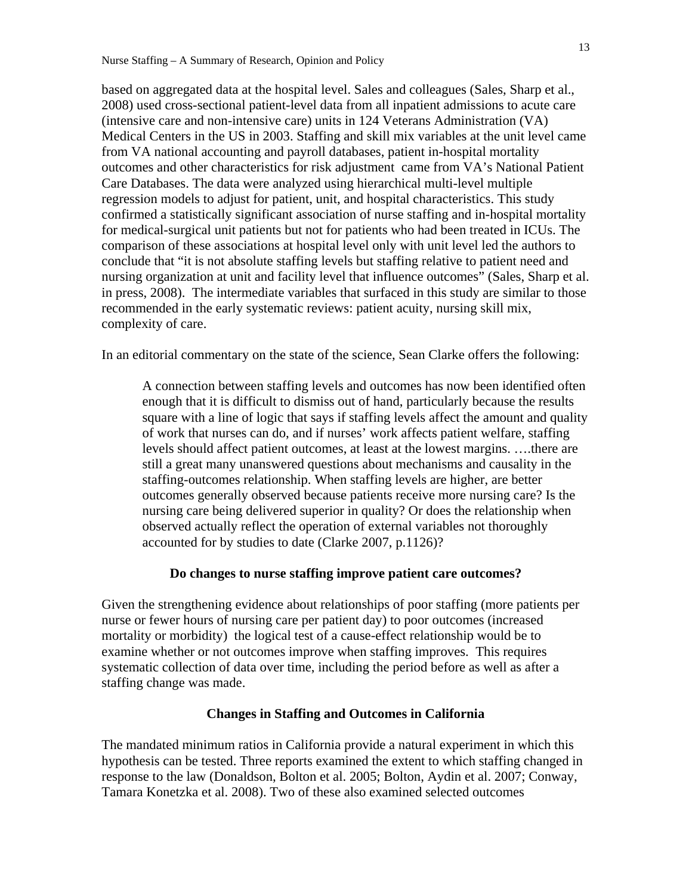based on aggregated data at the hospital level. Sales and colleagues (Sales, Sharp et al., 2008) used cross-sectional patient-level data from all inpatient admissions to acute care (intensive care and non-intensive care) units in 124 Veterans Administration (VA) Medical Centers in the US in 2003. Staffing and skill mix variables at the unit level came from VA national accounting and payroll databases, patient in-hospital mortality outcomes and other characteristics for risk adjustment came from VA's National Patient Care Databases. The data were analyzed using hierarchical multi-level multiple regression models to adjust for patient, unit, and hospital characteristics. This study confirmed a statistically significant association of nurse staffing and in-hospital mortality for medical-surgical unit patients but not for patients who had been treated in ICUs. The comparison of these associations at hospital level only with unit level led the authors to conclude that "it is not absolute staffing levels but staffing relative to patient need and nursing organization at unit and facility level that influence outcomes" (Sales, Sharp et al. in press, 2008). The intermediate variables that surfaced in this study are similar to those recommended in the early systematic reviews: patient acuity, nursing skill mix, complexity of care.

In an editorial commentary on the state of the science, Sean Clarke offers the following:

> A connection between staffing levels and outcomes has now been identified often enough that it is difficult to dismiss out of hand, particularly because the results square with a line of logic that says if staffing levels affect the amount and quality of work that nurses can do, and if nurses' work affects patient welfare, staffing levels should affect patient outcomes, at least at the lowest margins. ….there are still a great many unanswered questions about mechanisms and causality in the staffing-outcomes relationship. When staffing levels are higher, are better outcomes generally observed because patients receive more nursing care? Is the nursing care being delivered superior in quality? Or does the relationship when observed actually reflect the operation of external variables not thoroughly accounted for by studies to date (Clarke 2007, p.1126)?

## Do changes to nurse staffing improve patient care outcomes?

Given the strengthening evidence about relationships of poor staffing (more patients per nurse or fewer hours of nursing care per patient day) to poor outcomes (increased mortality or morbidity) the logical test of a cause-effect relationship would be to examine whether or not outcomes improve when staffing improves. This requires systematic collection of data over time, including the period before as well as after a staffing change was made.

## Changes in Staffing and Outcomes in California

The mandated minimum ratios in California provide a natural experiment in which this hypothesis can be tested. Three reports examined the extent to which staffing changed in response to the law (Donaldson, Bolton et al. 2005; Bolton, Aydin et al. 2007; Conway, Tamara Konetzka et al. 2008). Two of these also examined selected outcomes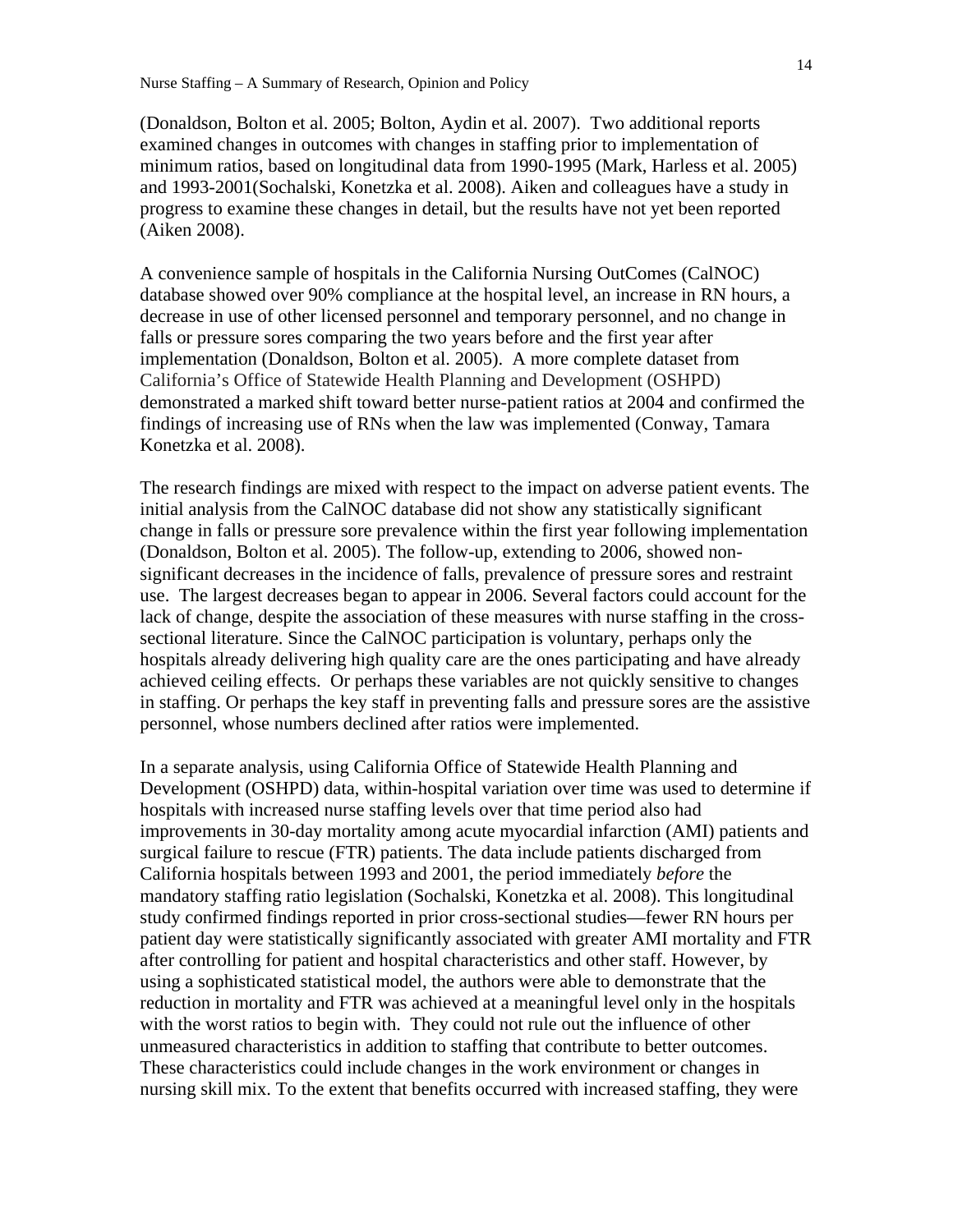(Donaldson, Bolton et al. 2005; Bolton, Aydin et al. 2007). Two additional reports examined changes in outcomes with changes in staffing prior to implementation of minimum ratios, based on longitudinal data from 1990-1995 (Mark, Harless et al. 2005) and 1993-2001(Sochalski, Konetzka et al. 2008). Aiken and colleagues have a study in progress to examine these changes in detail, but the results have not yet been reported (Aiken 2008).

A convenience sample of hospitals in the California Nursing OutComes (CalNOC) database showed over 90% compliance at the hospital level, an increase in RN hours, a decrease in use of other licensed personnel and temporary personnel, and no change in falls or pressure sores comparing the two years before and the first year after implementation (Donaldson, Bolton et al. 2005). A more complete dataset from California's Office of Statewide Health Planning and Development (OSHPD) demonstrated a marked shift toward better nurse-patient ratios at 2004 and confirmed the findings of increasing use of RNs when the law was implemented (Conway, Tamara Konetzka et al. 2008).

The research findings are mixed with respect to the impact on adverse patient events. The initial analysis from the CalNOC database did not show any statistically significant change in falls or pressure sore prevalence within the first year following implementation (Donaldson, Bolton et al. 2005). The follow-up, extending to 2006, showed non-significant decreases in the incidence of falls, prevalence of pressure sores and restraint use. The largest decreases began to appear in 2006. Several factors could account for the lack of change, despite the association of these measures with nurse staffing in the cross-sectional literature. Since the CalNOC participation is voluntary, perhaps only the hospitals already delivering high quality care are the ones participating and have already achieved ceiling effects. Or perhaps these variables are not quickly sensitive to changes in staffing. Or perhaps the key staff in preventing falls and pressure sores are the assistive personnel, whose numbers declined after ratios were implemented.

In a separate analysis, using California Office of Statewide Health Planning and Development (OSHPD) data, within-hospital variation over time was used to determine if hospitals with increased nurse staffing levels over that time period also had improvements in 30-day mortality among acute myocardial infarction (AMI) patients and surgical failure to rescue (FTR) patients. The data include patients discharged from California hospitals between 1993 and 2001, the period immediately *before* the mandatory staffing ratio legislation (Sochalski, Konetzka et al. 2008). This longitudinal study confirmed findings reported in prior cross-sectional studies—fewer RN hours per patient day were statistically significantly associated with greater AMI mortality and FTR after controlling for patient and hospital characteristics and other staff. However, by using a sophisticated statistical model, the authors were able to demonstrate that the reduction in mortality and FTR was achieved at a meaningful level only in the hospitals with the worst ratios to begin with. They could not rule out the influence of other unmeasured characteristics in addition to staffing that contribute to better outcomes. These characteristics could include changes in the work environment or changes in nursing skill mix. To the extent that benefits occurred with increased staffing, they were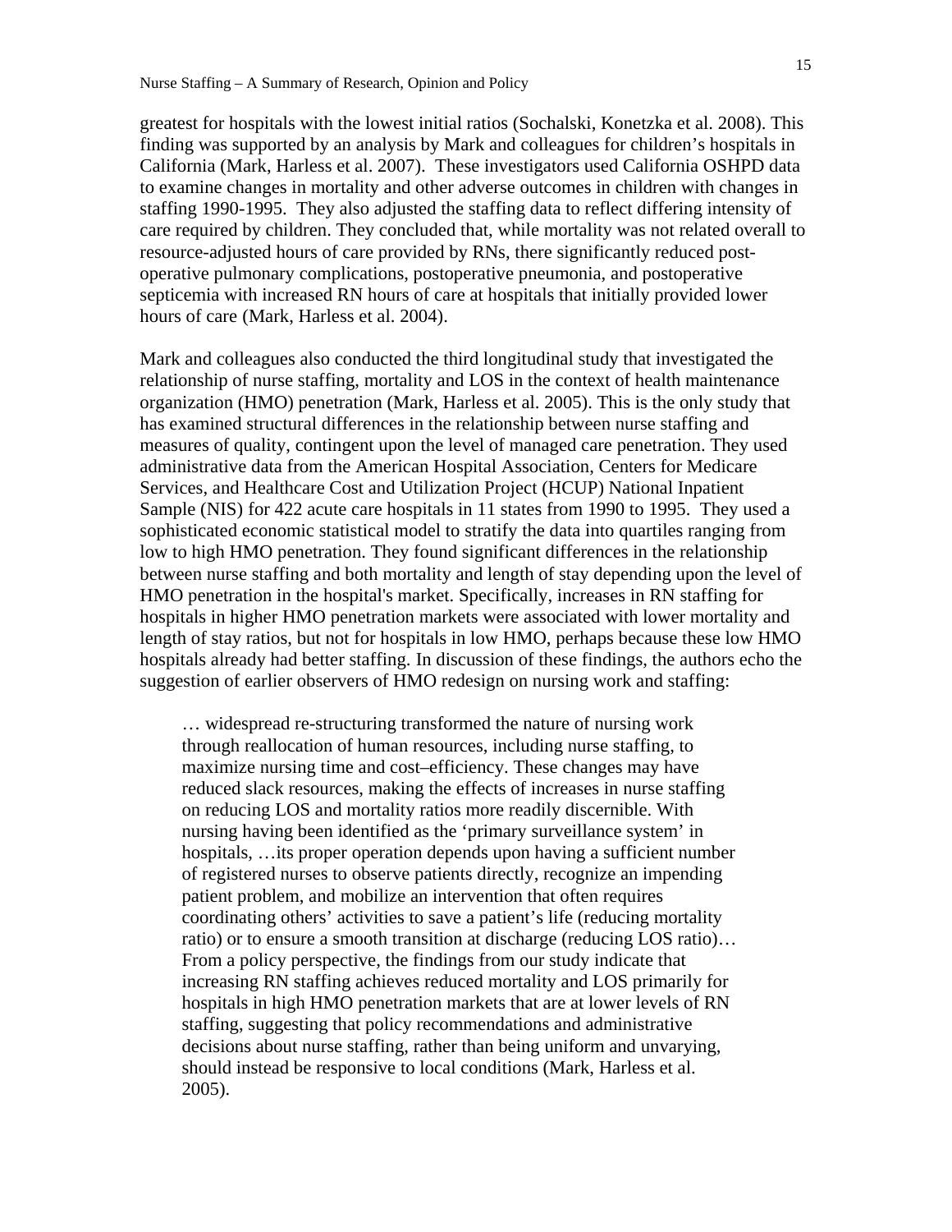greatest for hospitals with the lowest initial ratios (Sochalski, Konetzka et al. 2008). This finding was supported by an analysis by Mark and colleagues for children's hospitals in California (Mark, Harless et al. 2007). These investigators used California OSHPD data to examine changes in mortality and other adverse outcomes in children with changes in staffing 1990-1995. They also adjusted the staffing data to reflect differing intensity of care required by children. They concluded that, while mortality was not related overall to resource-adjusted hours of care provided by RNs, there significantly reduced post-operative pulmonary complications, postoperative pneumonia, and postoperative septicemia with increased RN hours of care at hospitals that initially provided lower hours of care (Mark, Harless et al. 2004).

Mark and colleagues also conducted the third longitudinal study that investigated the relationship of nurse staffing, mortality and LOS in the context of health maintenance organization (HMO) penetration (Mark, Harless et al. 2005). This is the only study that has examined structural differences in the relationship between nurse staffing and measures of quality, contingent upon the level of managed care penetration. They used administrative data from the American Hospital Association, Centers for Medicare Services, and Healthcare Cost and Utilization Project (HCUP) National Inpatient Sample (NIS) for 422 acute care hospitals in 11 states from 1990 to 1995. They used a sophisticated economic statistical model to stratify the data into quartiles ranging from low to high HMO penetration. They found significant differences in the relationship between nurse staffing and both mortality and length of stay depending upon the level of HMO penetration in the hospital's market. Specifically, increases in RN staffing for hospitals in higher HMO penetration markets were associated with lower mortality and length of stay ratios, but not for hospitals in low HMO, perhaps because these low HMO hospitals already had better staffing. In discussion of these findings, the authors echo the suggestion of earlier observers of HMO redesign on nursing work and staffing:

> … widespread re-structuring transformed the nature of nursing work through reallocation of human resources, including nurse staffing, to maximize nursing time and cost–efficiency. These changes may have reduced slack resources, making the effects of increases in nurse staffing on reducing LOS and mortality ratios more readily discernible. With nursing having been identified as the 'primary surveillance system' in hospitals, …its proper operation depends upon having a sufficient number of registered nurses to observe patients directly, recognize an impending patient problem, and mobilize an intervention that often requires coordinating others' activities to save a patient's life (reducing mortality ratio) or to ensure a smooth transition at discharge (reducing LOS ratio)… From a policy perspective, the findings from our study indicate that increasing RN staffing achieves reduced mortality and LOS primarily for hospitals in high HMO penetration markets that are at lower levels of RN staffing, suggesting that policy recommendations and administrative decisions about nurse staffing, rather than being uniform and unvarying, should instead be responsive to local conditions (Mark, Harless et al. 2005).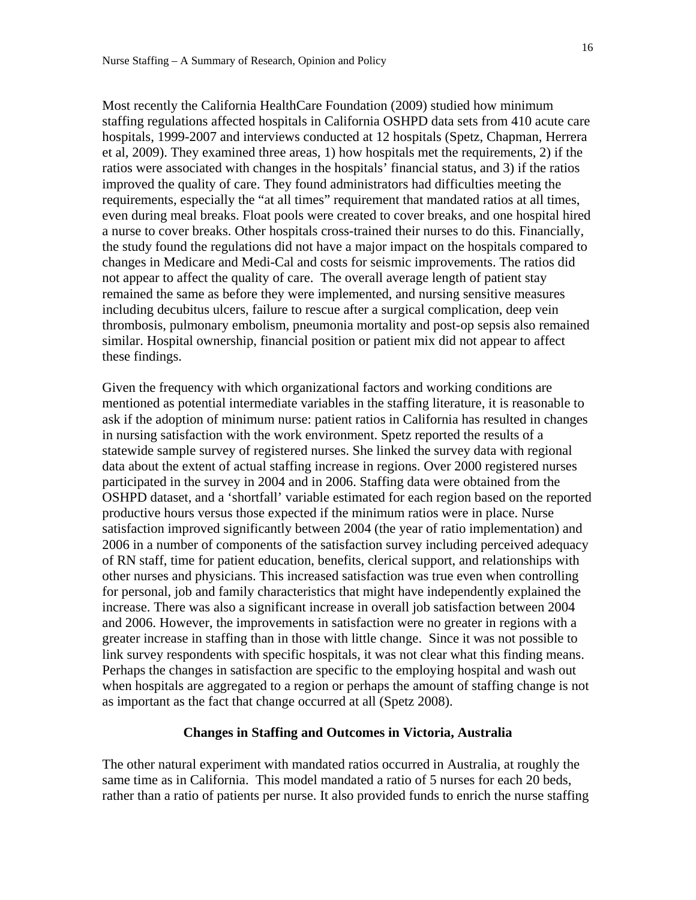Most recently the California HealthCare Foundation (2009) studied how minimum staffing regulations affected hospitals in California OSHPD data sets from 410 acute care hospitals, 1999-2007 and interviews conducted at 12 hospitals (Spetz, Chapman, Herrera et al, 2009). They examined three areas, 1) how hospitals met the requirements, 2) if the ratios were associated with changes in the hospitals' financial status, and 3) if the ratios improved the quality of care. They found administrators had difficulties meeting the requirements, especially the "at all times" requirement that mandated ratios at all times, even during meal breaks. Float pools were created to cover breaks, and one hospital hired a nurse to cover breaks. Other hospitals cross-trained their nurses to do this. Financially, the study found the regulations did not have a major impact on the hospitals compared to changes in Medicare and Medi-Cal and costs for seismic improvements. The ratios did not appear to affect the quality of care. The overall average length of patient stay remained the same as before they were implemented, and nursing sensitive measures including decubitus ulcers, failure to rescue after a surgical complication, deep vein thrombosis, pulmonary embolism, pneumonia mortality and post-op sepsis also remained similar. Hospital ownership, financial position or patient mix did not appear to affect these findings.

Given the frequency with which organizational factors and working conditions are mentioned as potential intermediate variables in the staffing literature, it is reasonable to ask if the adoption of minimum nurse: patient ratios in California has resulted in changes in nursing satisfaction with the work environment. Spetz reported the results of a statewide sample survey of registered nurses. She linked the survey data with regional data about the extent of actual staffing increase in regions. Over 2000 registered nurses participated in the survey in 2004 and in 2006. Staffing data were obtained from the OSHPD dataset, and a 'shortfall' variable estimated for each region based on the reported productive hours versus those expected if the minimum ratios were in place. Nurse satisfaction improved significantly between 2004 (the year of ratio implementation) and 2006 in a number of components of the satisfaction survey including perceived adequacy of RN staff, time for patient education, benefits, clerical support, and relationships with other nurses and physicians. This increased satisfaction was true even when controlling for personal, job and family characteristics that might have independently explained the increase. There was also a significant increase in overall job satisfaction between 2004 and 2006. However, the improvements in satisfaction were no greater in regions with a greater increase in staffing than in those with little change. Since it was not possible to link survey respondents with specific hospitals, it was not clear what this finding means. Perhaps the changes in satisfaction are specific to the employing hospital and wash out when hospitals are aggregated to a region or perhaps the amount of staffing change is not as important as the fact that change occurred at all (Spetz 2008).

## Changes in Staffing and Outcomes in Victoria, Australia

The other natural experiment with mandated ratios occurred in Australia, at roughly the same time as in California. This model mandated a ratio of 5 nurses for each 20 beds, rather than a ratio of patients per nurse. It also provided funds to enrich the nurse staffing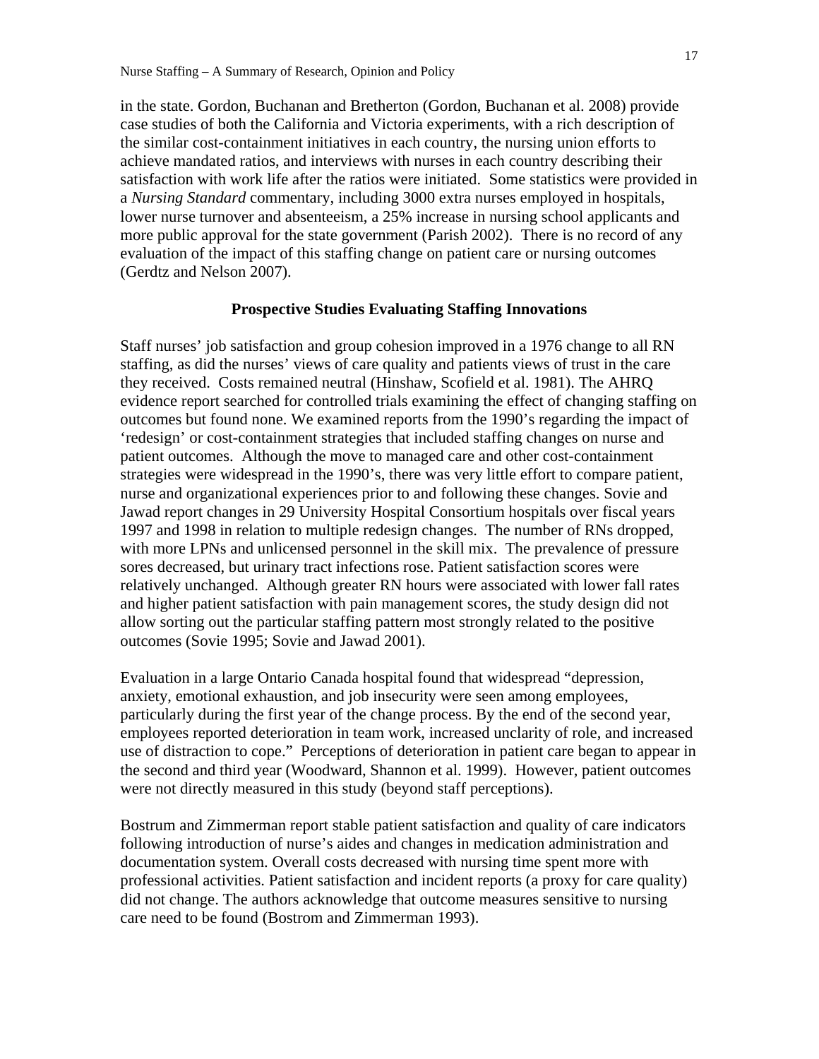in the state. Gordon, Buchanan and Bretherton (Gordon, Buchanan et al. 2008) provide case studies of both the California and Victoria experiments, with a rich description of the similar cost-containment initiatives in each country, the nursing union efforts to achieve mandated ratios, and interviews with nurses in each country describing their satisfaction with work life after the ratios were initiated. Some statistics were provided in a *Nursing Standard* commentary, including 3000 extra nurses employed in hospitals, lower nurse turnover and absenteeism, a 25% increase in nursing school applicants and more public approval for the state government (Parish 2002). There is no record of any evaluation of the impact of this staffing change on patient care or nursing outcomes (Gerdtz and Nelson 2007).

## Prospective Studies Evaluating Staffing Innovations

Staff nurses' job satisfaction and group cohesion improved in a 1976 change to all RN staffing, as did the nurses' views of care quality and patients views of trust in the care they received. Costs remained neutral (Hinshaw, Scofield et al. 1981). The AHRQ evidence report searched for controlled trials examining the effect of changing staffing on outcomes but found none. We examined reports from the 1990's regarding the impact of 'redesign' or cost-containment strategies that included staffing changes on nurse and patient outcomes. Although the move to managed care and other cost-containment strategies were widespread in the 1990's, there was very little effort to compare patient, nurse and organizational experiences prior to and following these changes. Sovie and Jawad report changes in 29 University Hospital Consortium hospitals over fiscal years 1997 and 1998 in relation to multiple redesign changes. The number of RNs dropped, with more LPNs and unlicensed personnel in the skill mix. The prevalence of pressure sores decreased, but urinary tract infections rose. Patient satisfaction scores were relatively unchanged. Although greater RN hours were associated with lower fall rates and higher patient satisfaction with pain management scores, the study design did not allow sorting out the particular staffing pattern most strongly related to the positive outcomes (Sovie 1995; Sovie and Jawad 2001).

Evaluation in a large Ontario Canada hospital found that widespread "depression, anxiety, emotional exhaustion, and job insecurity were seen among employees, particularly during the first year of the change process. By the end of the second year, employees reported deterioration in team work, increased unclarity of role, and increased use of distraction to cope." Perceptions of deterioration in patient care began to appear in the second and third year (Woodward, Shannon et al. 1999). However, patient outcomes were not directly measured in this study (beyond staff perceptions).

Bostrum and Zimmerman report stable patient satisfaction and quality of care indicators following introduction of nurse's aides and changes in medication administration and documentation system. Overall costs decreased with nursing time spent more with professional activities. Patient satisfaction and incident reports (a proxy for care quality) did not change. The authors acknowledge that outcome measures sensitive to nursing care need to be found (Bostrom and Zimmerman 1993).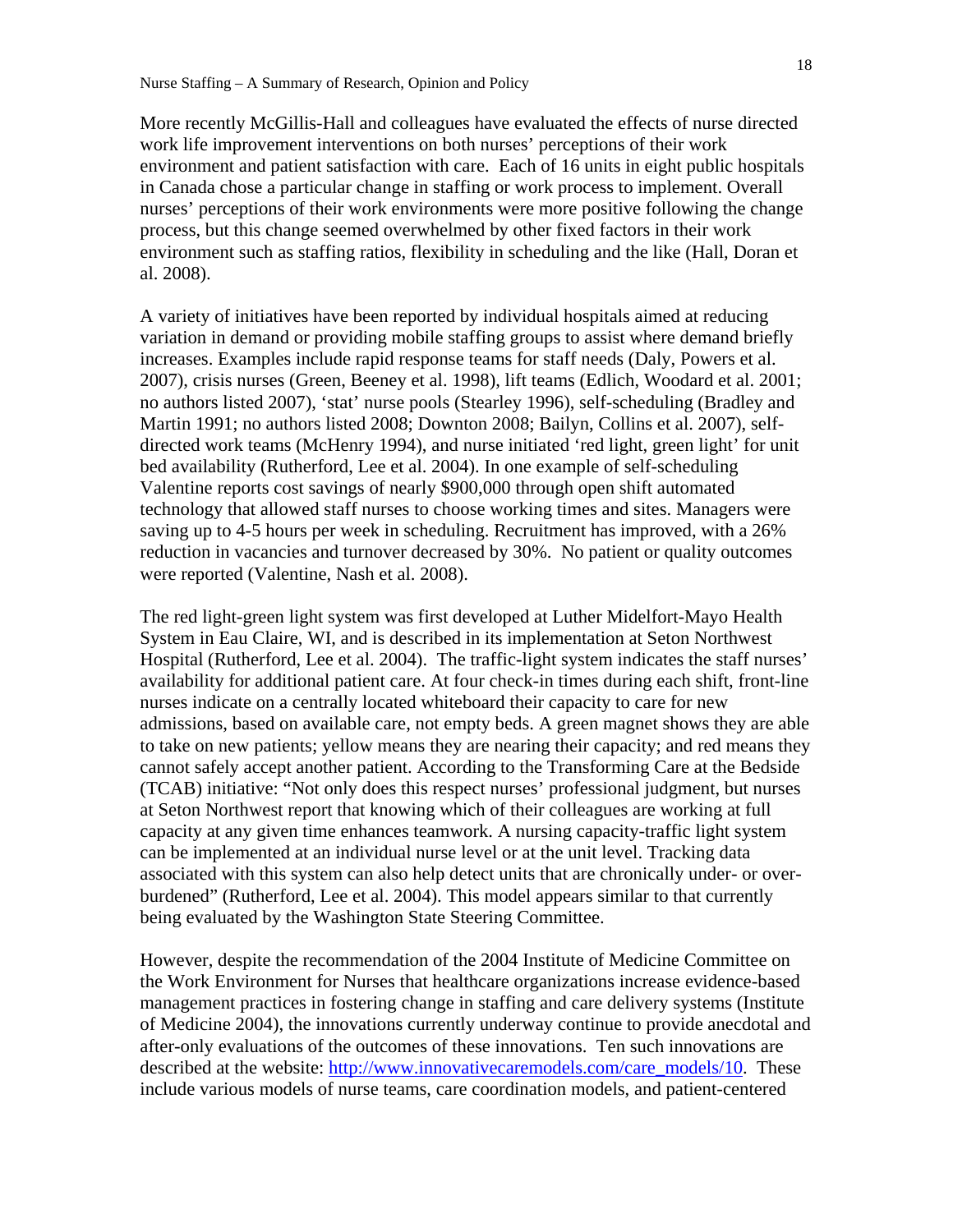More recently McGillis-Hall and colleagues have evaluated the effects of nurse directed work life improvement interventions on both nurses' perceptions of their work environment and patient satisfaction with care. Each of 16 units in eight public hospitals in Canada chose a particular change in staffing or work process to implement. Overall nurses' perceptions of their work environments were more positive following the change process, but this change seemed overwhelmed by other fixed factors in their work environment such as staffing ratios, flexibility in scheduling and the like (Hall, Doran et al. 2008).

A variety of initiatives have been reported by individual hospitals aimed at reducing variation in demand or providing mobile staffing groups to assist where demand briefly increases. Examples include rapid response teams for staff needs (Daly, Powers et al. 2007), crisis nurses (Green, Beeney et al. 1998), lift teams (Edlich, Woodard et al. 2001; no authors listed 2007), 'stat' nurse pools (Stearley 1996), self-scheduling (Bradley and Martin 1991; no authors listed 2008; Downton 2008; Bailyn, Collins et al. 2007), self-directed work teams (McHenry 1994), and nurse initiated 'red light, green light' for unit bed availability (Rutherford, Lee et al. 2004). In one example of self-scheduling Valentine reports cost savings of nearly $900,000 through open shift automated technology that allowed staff nurses to choose working times and sites. Managers were saving up to 4-5 hours per week in scheduling. Recruitment has improved, with a 26% reduction in vacancies and turnover decreased by 30%. No patient or quality outcomes were reported (Valentine, Nash et al. 2008).

The red light-green light system was first developed at Luther Midelfort-Mayo Health System in Eau Claire, WI, and is described in its implementation at Seton Northwest Hospital (Rutherford, Lee et al. 2004). The traffic-light system indicates the staff nurses' availability for additional patient care. At four check-in times during each shift, front-line nurses indicate on a centrally located whiteboard their capacity to care for new admissions, based on available care, not empty beds. A green magnet shows they are able to take on new patients; yellow means they are nearing their capacity; and red means they cannot safely accept another patient. According to the Transforming Care at the Bedside (TCAB) initiative: "Not only does this respect nurses' professional judgment, but nurses at Seton Northwest report that knowing which of their colleagues are working at full capacity at any given time enhances teamwork. A nursing capacity-traffic light system can be implemented at an individual nurse level or at the unit level. Tracking data associated with this system can also help detect units that are chronically under- or over-burdened" (Rutherford, Lee et al. 2004). This model appears similar to that currently being evaluated by the Washington State Steering Committee.

However, despite the recommendation of the 2004 Institute of Medicine Committee on the Work Environment for Nurses that healthcare organizations increase evidence-based management practices in fostering change in staffing and care delivery systems (Institute of Medicine 2004), the innovations currently underway continue to provide anecdotal and after-only evaluations of the outcomes of these innovations. Ten such innovations are described at the website: http://www.innovativecaremodels.com/care_models/10. These include various models of nurse teams, care coordination models, and patient-centered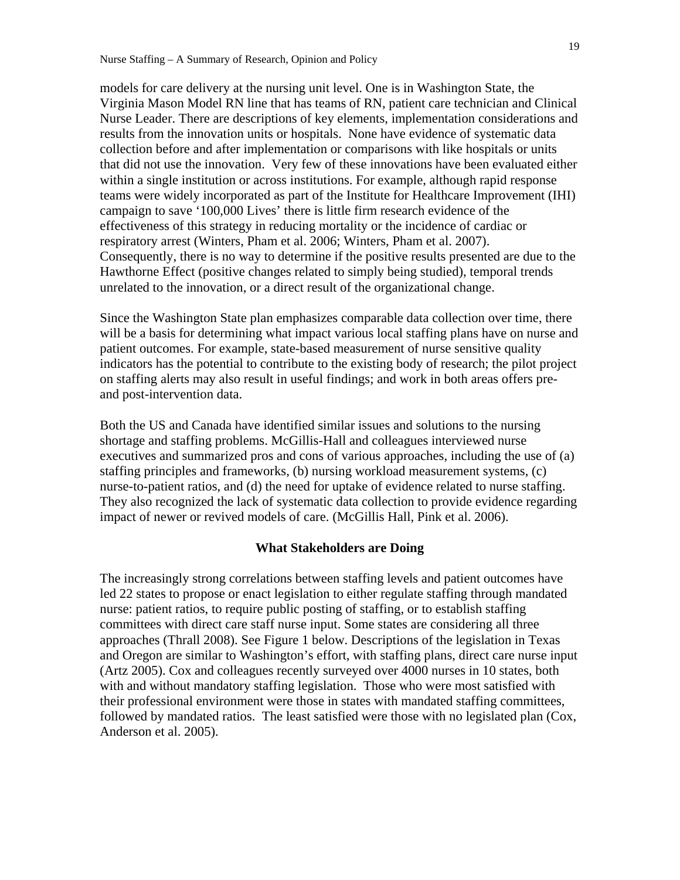models for care delivery at the nursing unit level. One is in Washington State, the Virginia Mason Model RN line that has teams of RN, patient care technician and Clinical Nurse Leader. There are descriptions of key elements, implementation considerations and results from the innovation units or hospitals. None have evidence of systematic data collection before and after implementation or comparisons with like hospitals or units that did not use the innovation. Very few of these innovations have been evaluated either within a single institution or across institutions. For example, although rapid response teams were widely incorporated as part of the Institute for Healthcare Improvement (IHI) campaign to save '100,000 Lives' there is little firm research evidence of the effectiveness of this strategy in reducing mortality or the incidence of cardiac or respiratory arrest (Winters, Pham et al. 2006; Winters, Pham et al. 2007). Consequently, there is no way to determine if the positive results presented are due to the Hawthorne Effect (positive changes related to simply being studied), temporal trends unrelated to the innovation, or a direct result of the organizational change.

Since the Washington State plan emphasizes comparable data collection over time, there will be a basis for determining what impact various local staffing plans have on nurse and patient outcomes. For example, state-based measurement of nurse sensitive quality indicators has the potential to contribute to the existing body of research; the pilot project on staffing alerts may also result in useful findings; and work in both areas offers pre- and post-intervention data.

Both the US and Canada have identified similar issues and solutions to the nursing shortage and staffing problems. McGillis-Hall and colleagues interviewed nurse executives and summarized pros and cons of various approaches, including the use of (a) staffing principles and frameworks, (b) nursing workload measurement systems, (c) nurse-to-patient ratios, and (d) the need for uptake of evidence related to nurse staffing. They also recognized the lack of systematic data collection to provide evidence regarding impact of newer or revived models of care. (McGillis Hall, Pink et al. 2006).

## What Stakeholders are Doing

The increasingly strong correlations between staffing levels and patient outcomes have led 22 states to propose or enact legislation to either regulate staffing through mandated nurse: patient ratios, to require public posting of staffing, or to establish staffing committees with direct care staff nurse input. Some states are considering all three approaches (Thrall 2008). See Figure 1 below. Descriptions of the legislation in Texas and Oregon are similar to Washington's effort, with staffing plans, direct care nurse input (Artz 2005). Cox and colleagues recently surveyed over 4000 nurses in 10 states, both with and without mandatory staffing legislation. Those who were most satisfied with their professional environment were those in states with mandated staffing committees, followed by mandated ratios. The least satisfied were those with no legislated plan (Cox, Anderson et al. 2005).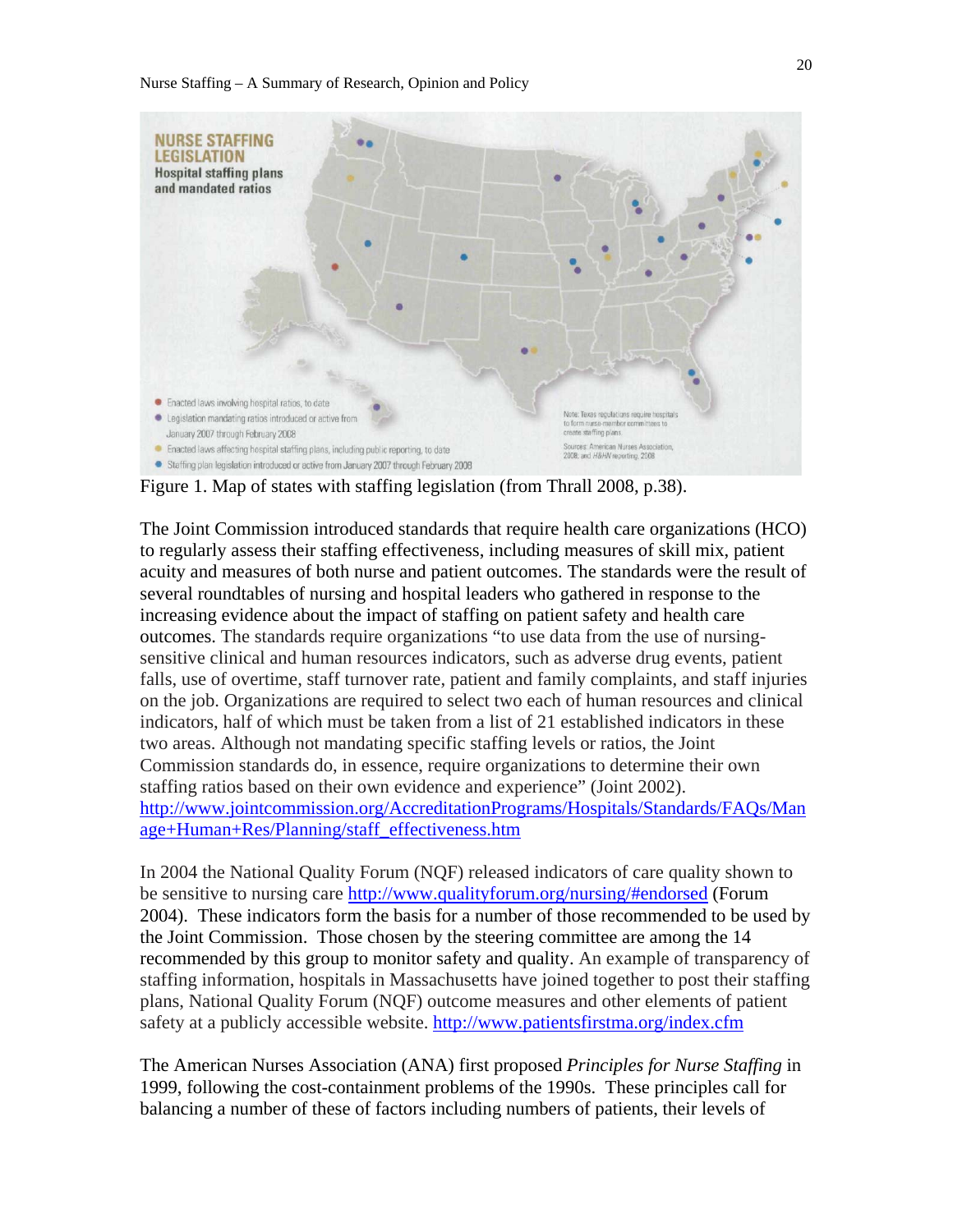Figure 1. Map of states with staffing legislation (from Thrall 2008, p.38).

The Joint Commission introduced standards that require health care organizations (HCO) to regularly assess their staffing effectiveness, including measures of skill mix, patient acuity and measures of both nurse and patient outcomes. The standards were the result of several roundtables of nursing and hospital leaders who gathered in response to the increasing evidence about the impact of staffing on patient safety and health care outcomes. The standards require organizations "to use data from the use of nursing-sensitive clinical and human resources indicators, such as adverse drug events, patient falls, use of overtime, staff turnover rate, patient and family complaints, and staff injuries on the job. Organizations are required to select two each of human resources and clinical indicators, half of which must be taken from a list of 21 established indicators in these two areas. Although not mandating specific staffing levels or ratios, the Joint Commission standards do, in essence, require organizations to determine their own staffing ratios based on their own evidence and experience" (Joint 2002). [http://www.jointcommission.org/AccreditationPrograms/Hospitals/Standards/FAQs/Manage+Human+Res/Planning/staff_effectiveness.htm](http://www.jointcommission.org/AccreditationPrograms/Hospitals/Standards/FAQs/Manage+Human+Res/Planning/staff_effectiveness.htm)

In 2004 the National Quality Forum (NQF) released indicators of care quality shown to be sensitive to nursing care [http://www.qualityforum.org/nursing/#endorsed](http://www.qualityforum.org/nursing/#endorsed) (Forum 2004). These indicators form the basis for a number of those recommended to be used by the Joint Commission. Those chosen by the steering committee are among the 14 recommended by this group to monitor safety and quality. An example of transparency of staffing information, hospitals in Massachusetts have joined together to post their staffing plans, National Quality Forum (NQF) outcome measures and other elements of patient safety at a publicly accessible website. [http://www.patientsfirstma.org/index.cfm](http://www.patientsfirstma.org/index.cfm)

The American Nurses Association (ANA) first proposed *Principles for Nurse Staffing* in 1999, following the cost-containment problems of the 1990s. These principles call for balancing a number of these of factors including numbers of patients, their levels of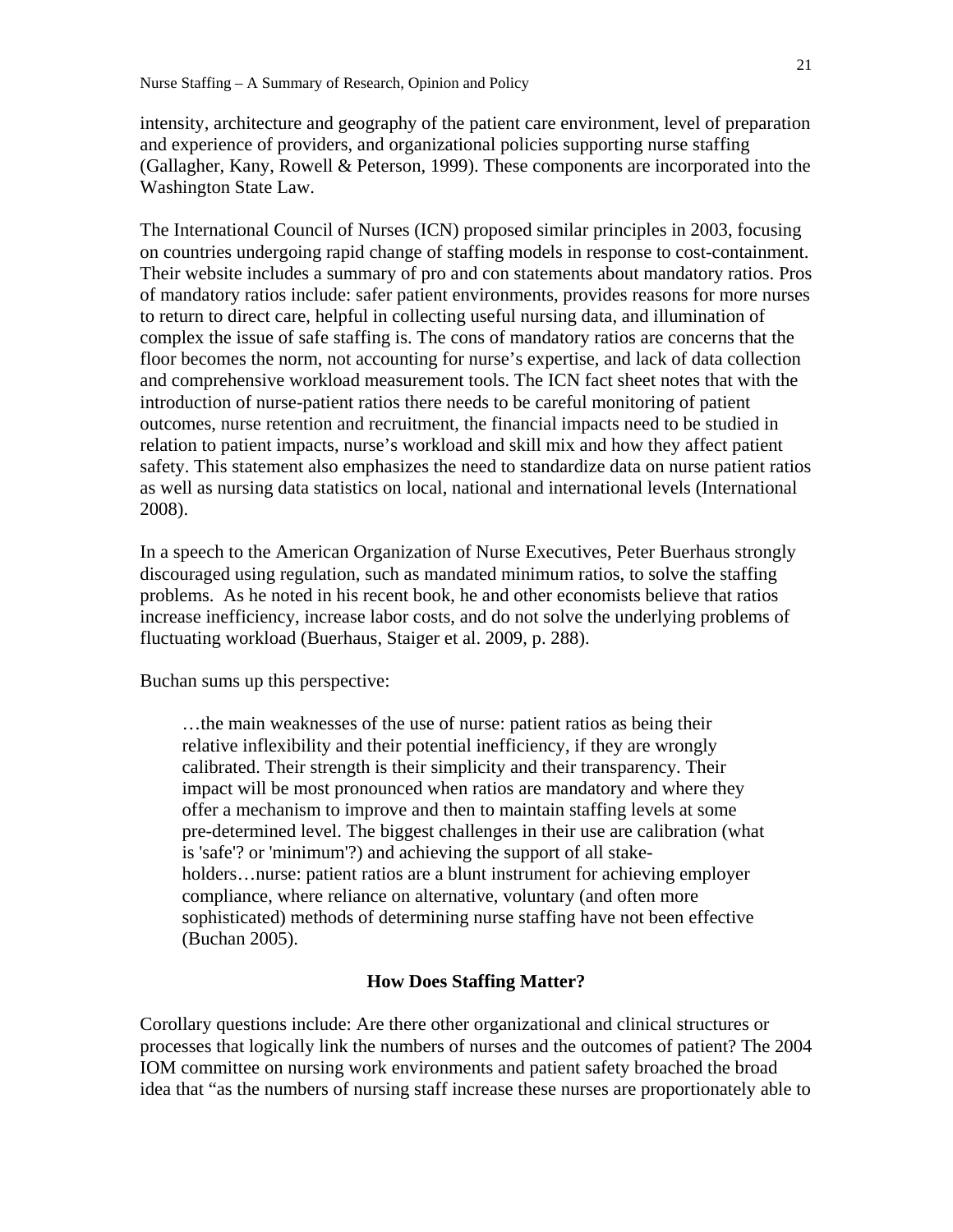intensity, architecture and geography of the patient care environment, level of preparation and experience of providers, and organizational policies supporting nurse staffing (Gallagher, Kany, Rowell & Peterson, 1999). These components are incorporated into the Washington State Law.

The International Council of Nurses (ICN) proposed similar principles in 2003, focusing on countries undergoing rapid change of staffing models in response to cost-containment. Their website includes a summary of pro and con statements about mandatory ratios. Pros of mandatory ratios include: safer patient environments, provides reasons for more nurses to return to direct care, helpful in collecting useful nursing data, and illumination of complex the issue of safe staffing is. The cons of mandatory ratios are concerns that the floor becomes the norm, not accounting for nurse's expertise, and lack of data collection and comprehensive workload measurement tools. The ICN fact sheet notes that with the introduction of nurse-patient ratios there needs to be careful monitoring of patient outcomes, nurse retention and recruitment, the financial impacts need to be studied in relation to patient impacts, nurse's workload and skill mix and how they affect patient safety. This statement also emphasizes the need to standardize data on nurse patient ratios as well as nursing data statistics on local, national and international levels (International 2008).

In a speech to the American Organization of Nurse Executives, Peter Buerhaus strongly discouraged using regulation, such as mandated minimum ratios, to solve the staffing problems. As he noted in his recent book, he and other economists believe that ratios increase inefficiency, increase labor costs, and do not solve the underlying problems of fluctuating workload (Buerhaus, Staiger et al. 2009, p. 288).

Buchan sums up this perspective:

> …the main weaknesses of the use of nurse: patient ratios as being their relative inflexibility and their potential inefficiency, if they are wrongly calibrated. Their strength is their simplicity and their transparency. Their impact will be most pronounced when ratios are mandatory and where they offer a mechanism to improve and then to maintain staffing levels at some pre-determined level. The biggest challenges in their use are calibration (what is 'safe'? or 'minimum'?) and achieving the support of all stake-holders…nurse: patient ratios are a blunt instrument for achieving employer compliance, where reliance on alternative, voluntary (and often more sophisticated) methods of determining nurse staffing have not been effective (Buchan 2005).

## How Does Staffing Matter?

Corollary questions include: Are there other organizational and clinical structures or processes that logically link the numbers of nurses and the outcomes of patient? The 2004 IOM committee on nursing work environments and patient safety broached the broad idea that "as the numbers of nursing staff increase these nurses are proportionately able to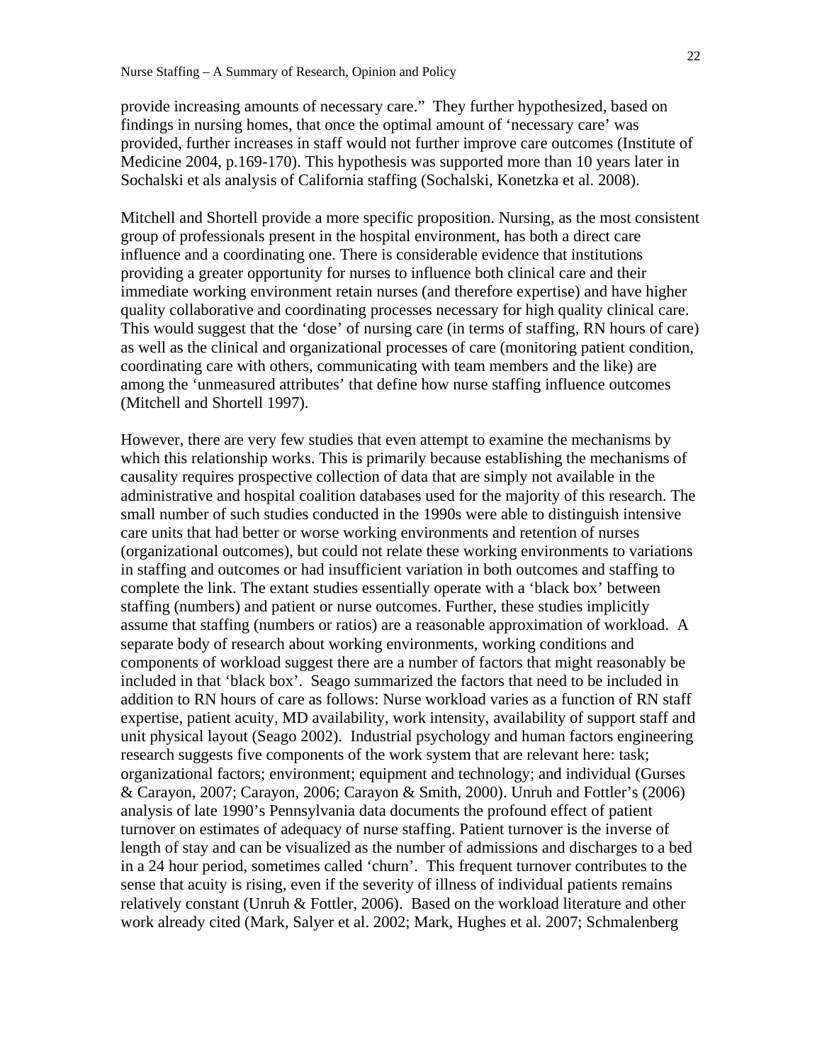provide increasing amounts of necessary care." They further hypothesized, based on findings in nursing homes, that once the optimal amount of 'necessary care' was provided, further increases in staff would not further improve care outcomes (Institute of Medicine 2004, p.169-170). This hypothesis was supported more than 10 years later in Sochalski et als analysis of California staffing (Sochalski, Konetzka et al. 2008).

Mitchell and Shortell provide a more specific proposition. Nursing, as the most consistent group of professionals present in the hospital environment, has both a direct care influence and a coordinating one. There is considerable evidence that institutions providing a greater opportunity for nurses to influence both clinical care and their immediate working environment retain nurses (and therefore expertise) and have higher quality collaborative and coordinating processes necessary for high quality clinical care. This would suggest that the 'dose' of nursing care (in terms of staffing, RN hours of care) as well as the clinical and organizational processes of care (monitoring patient condition, coordinating care with others, communicating with team members and the like) are among the 'unmeasured attributes' that define how nurse staffing influence outcomes (Mitchell and Shortell 1997).

However, there are very few studies that even attempt to examine the mechanisms by which this relationship works. This is primarily because establishing the mechanisms of causality requires prospective collection of data that are simply not available in the administrative and hospital coalition databases used for the majority of this research. The small number of such studies conducted in the 1990s were able to distinguish intensive care units that had better or worse working environments and retention of nurses (organizational outcomes), but could not relate these working environments to variations in staffing and outcomes or had insufficient variation in both outcomes and staffing to complete the link. The extant studies essentially operate with a 'black box' between staffing (numbers) and patient or nurse outcomes. Further, these studies implicitly assume that staffing (numbers or ratios) are a reasonable approximation of workload. A separate body of research about working environments, working conditions and components of workload suggest there are a number of factors that might reasonably be included in that 'black box'. Seago summarized the factors that need to be included in addition to RN hours of care as follows: Nurse workload varies as a function of RN staff expertise, patient acuity, MD availability, work intensity, availability of support staff and unit physical layout (Seago 2002). Industrial psychology and human factors engineering research suggests five components of the work system that are relevant here: task; organizational factors; environment; equipment and technology; and individual (Gurses & Carayon, 2007; Carayon, 2006; Carayon & Smith, 2000). Unruh and Fottler's (2006) analysis of late 1990's Pennsylvania data documents the profound effect of patient turnover on estimates of adequacy of nurse staffing. Patient turnover is the inverse of length of stay and can be visualized as the number of admissions and discharges to a bed in a 24 hour period, sometimes called 'churn'. This frequent turnover contributes to the sense that acuity is rising, even if the severity of illness of individual patients remains relatively constant (Unruh & Fottler, 2006). Based on the workload literature and other work already cited (Mark, Salyer et al. 2002; Mark, Hughes et al. 2007; Schmalenberg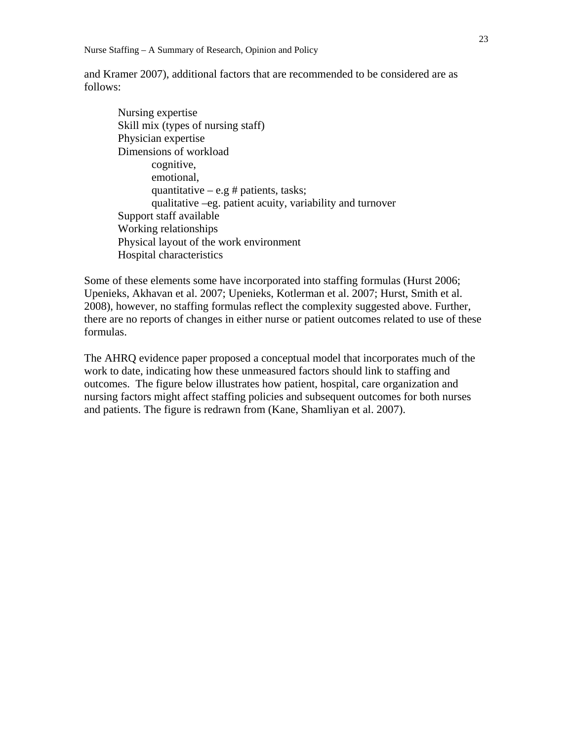and Kramer 2007), additional factors that are recommended to be considered are as follows:

- Nursing expertise
- Skill mix (types of nursing staff)
- Physician expertise
- Dimensions of workload
  - cognitive,
  - emotional,
  - quantitative – e.g # patients, tasks;
  - qualitative –eg. patient acuity, variability and turnover
- Support staff available
- Working relationships
- Physical layout of the work environment
- Hospital characteristics

Some of these elements some have incorporated into staffing formulas (Hurst 2006; Upenieks, Akhavan et al. 2007; Upenieks, Kotlerman et al. 2007; Hurst, Smith et al. 2008), however, no staffing formulas reflect the complexity suggested above. Further, there are no reports of changes in either nurse or patient outcomes related to use of these formulas.

The AHRQ evidence paper proposed a conceptual model that incorporates much of the work to date, indicating how these unmeasured factors should link to staffing and outcomes. The figure below illustrates how patient, hospital, care organization and nursing factors might affect staffing policies and subsequent outcomes for both nurses and patients. The figure is redrawn from (Kane, Shamliyan et al. 2007).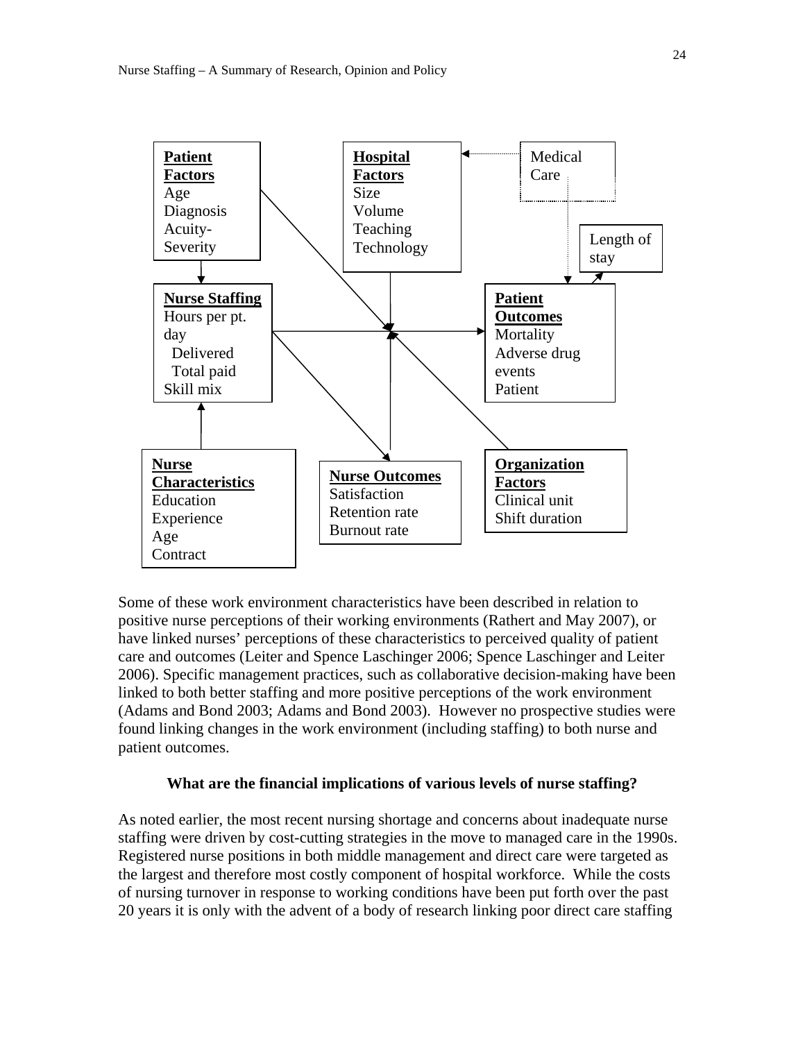**Patient Factors**
Age
Diagnosis
Acuity-Severity

**Hospital Factors**
Size
Volume
Teaching
Technology

Medical Care

Length of stay

**Nurse Staffing**
Hours per pt. day
Delivered
Total paid
Skill mix

**Patient Outcomes**
Mortality
Adverse drug events
Patient

**Nurse Characteristics**
Education
Experience
Age
Contract

**Nurse Outcomes**
Satisfaction
Retention rate
Burnout rate

**Organization Factors**
Clinical unit
Shift duration

Some of these work environment characteristics have been described in relation to positive nurse perceptions of their working environments (Rathert and May 2007), or have linked nurses' perceptions of these characteristics to perceived quality of patient care and outcomes (Leiter and Spence Laschinger 2006; Spence Laschinger and Leiter 2006). Specific management practices, such as collaborative decision-making have been linked to both better staffing and more positive perceptions of the work environment (Adams and Bond 2003; Adams and Bond 2003). However no prospective studies were found linking changes in the work environment (including staffing) to both nurse and patient outcomes.

### What are the financial implications of various levels of nurse staffing?

As noted earlier, the most recent nursing shortage and concerns about inadequate nurse staffing were driven by cost-cutting strategies in the move to managed care in the 1990s. Registered nurse positions in both middle management and direct care were targeted as the largest and therefore most costly component of hospital workforce. While the costs of nursing turnover in response to working conditions have been put forth over the past 20 years it is only with the advent of a body of research linking poor direct care staffing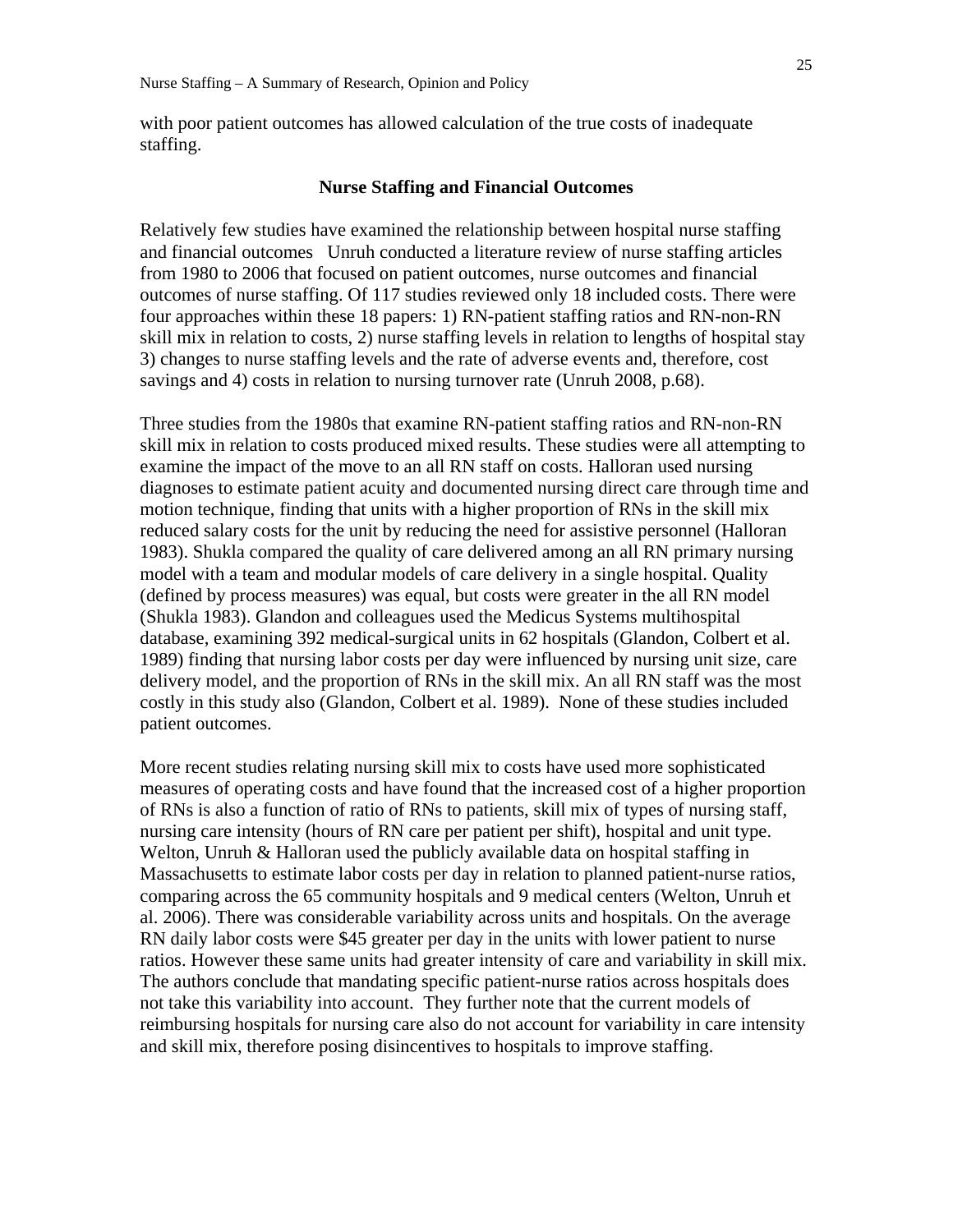with poor patient outcomes has allowed calculation of the true costs of inadequate staffing.

## Nurse Staffing and Financial Outcomes

Relatively few studies have examined the relationship between hospital nurse staffing and financial outcomes  Unruh conducted a literature review of nurse staffing articles from 1980 to 2006 that focused on patient outcomes, nurse outcomes and financial outcomes of nurse staffing. Of 117 studies reviewed only 18 included costs. There were four approaches within these 18 papers: 1) RN-patient staffing ratios and RN-non-RN skill mix in relation to costs, 2) nurse staffing levels in relation to lengths of hospital stay 3) changes to nurse staffing levels and the rate of adverse events and, therefore, cost savings and 4) costs in relation to nursing turnover rate (Unruh 2008, p.68).

Three studies from the 1980s that examine RN-patient staffing ratios and RN-non-RN skill mix in relation to costs produced mixed results. These studies were all attempting to examine the impact of the move to an all RN staff on costs. Halloran used nursing diagnoses to estimate patient acuity and documented nursing direct care through time and motion technique, finding that units with a higher proportion of RNs in the skill mix reduced salary costs for the unit by reducing the need for assistive personnel (Halloran 1983). Shukla compared the quality of care delivered among an all RN primary nursing model with a team and modular models of care delivery in a single hospital. Quality (defined by process measures) was equal, but costs were greater in the all RN model (Shukla 1983). Glandon and colleagues used the Medicus Systems multihospital database, examining 392 medical-surgical units in 62 hospitals (Glandon, Colbert et al. 1989) finding that nursing labor costs per day were influenced by nursing unit size, care delivery model, and the proportion of RNs in the skill mix. An all RN staff was the most costly in this study also (Glandon, Colbert et al. 1989).  None of these studies included patient outcomes.

More recent studies relating nursing skill mix to costs have used more sophisticated measures of operating costs and have found that the increased cost of a higher proportion of RNs is also a function of ratio of RNs to patients, skill mix of types of nursing staff, nursing care intensity (hours of RN care per patient per shift), hospital and unit type. Welton, Unruh & Halloran used the publicly available data on hospital staffing in Massachusetts to estimate labor costs per day in relation to planned patient-nurse ratios, comparing across the 65 community hospitals and 9 medical centers (Welton, Unruh et al. 2006). There was considerable variability across units and hospitals. On the average RN daily labor costs were $45 greater per day in the units with lower patient to nurse ratios. However these same units had greater intensity of care and variability in skill mix. The authors conclude that mandating specific patient-nurse ratios across hospitals does not take this variability into account.  They further note that the current models of reimbursing hospitals for nursing care also do not account for variability in care intensity and skill mix, therefore posing disincentives to hospitals to improve staffing.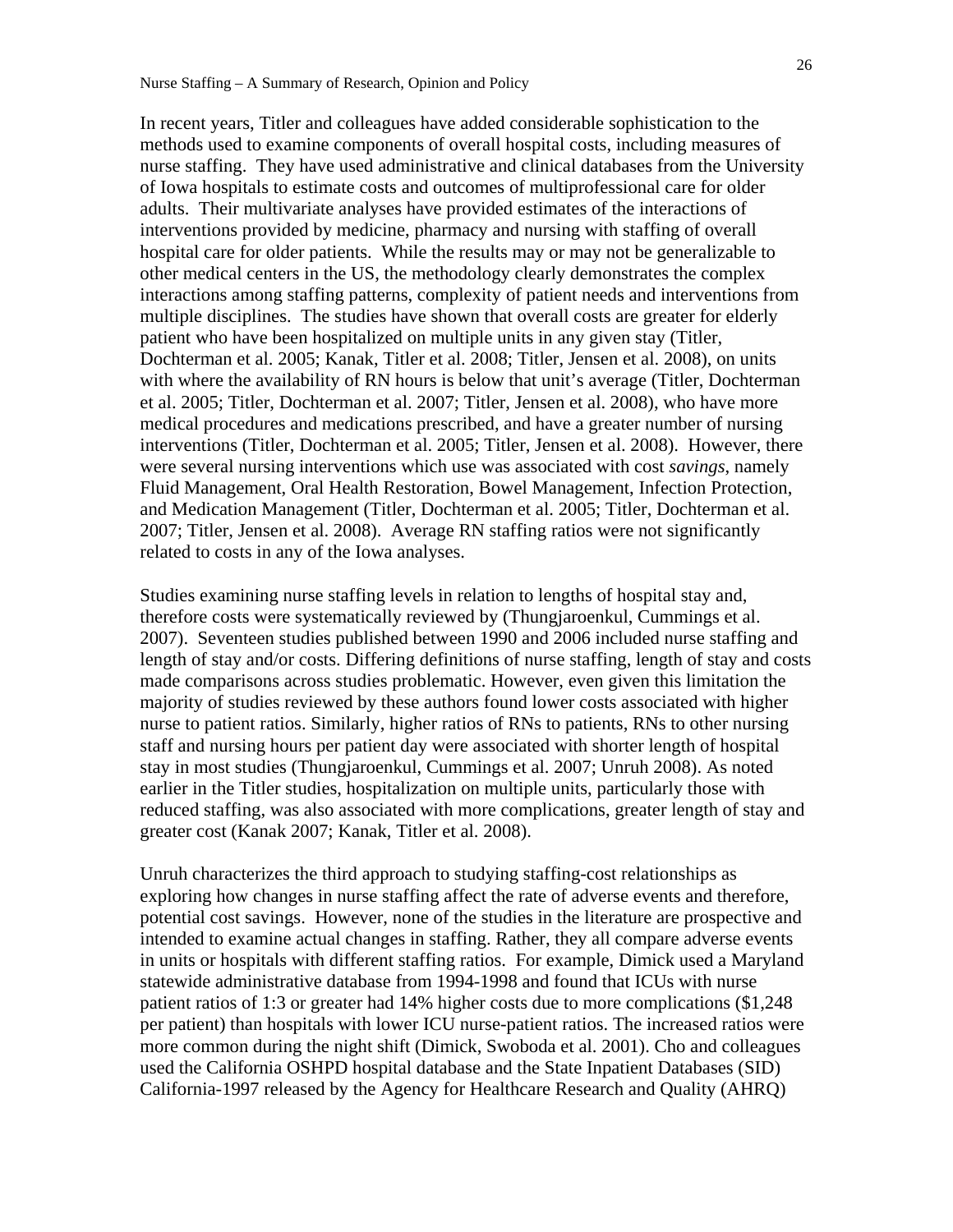In recent years, Titler and colleagues have added considerable sophistication to the methods used to examine components of overall hospital costs, including measures of nurse staffing. They have used administrative and clinical databases from the University of Iowa hospitals to estimate costs and outcomes of multiprofessional care for older adults. Their multivariate analyses have provided estimates of the interactions of interventions provided by medicine, pharmacy and nursing with staffing of overall hospital care for older patients. While the results may or may not be generalizable to other medical centers in the US, the methodology clearly demonstrates the complex interactions among staffing patterns, complexity of patient needs and interventions from multiple disciplines. The studies have shown that overall costs are greater for elderly patient who have been hospitalized on multiple units in any given stay (Titler, Dochterman et al. 2005; Kanak, Titler et al. 2008; Titler, Jensen et al. 2008), on units with where the availability of RN hours is below that unit's average (Titler, Dochterman et al. 2005; Titler, Dochterman et al. 2007; Titler, Jensen et al. 2008), who have more medical procedures and medications prescribed, and have a greater number of nursing interventions (Titler, Dochterman et al. 2005; Titler, Jensen et al. 2008). However, there were several nursing interventions which use was associated with cost *savings*, namely Fluid Management, Oral Health Restoration, Bowel Management, Infection Protection, and Medication Management (Titler, Dochterman et al. 2005; Titler, Dochterman et al. 2007; Titler, Jensen et al. 2008). Average RN staffing ratios were not significantly related to costs in any of the Iowa analyses.

Studies examining nurse staffing levels in relation to lengths of hospital stay and, therefore costs were systematically reviewed by (Thungjaroenkul, Cummings et al. 2007). Seventeen studies published between 1990 and 2006 included nurse staffing and length of stay and/or costs. Differing definitions of nurse staffing, length of stay and costs made comparisons across studies problematic. However, even given this limitation the majority of studies reviewed by these authors found lower costs associated with higher nurse to patient ratios. Similarly, higher ratios of RNs to patients, RNs to other nursing staff and nursing hours per patient day were associated with shorter length of hospital stay in most studies (Thungjaroenkul, Cummings et al. 2007; Unruh 2008). As noted earlier in the Titler studies, hospitalization on multiple units, particularly those with reduced staffing, was also associated with more complications, greater length of stay and greater cost (Kanak 2007; Kanak, Titler et al. 2008).

Unruh characterizes the third approach to studying staffing-cost relationships as exploring how changes in nurse staffing affect the rate of adverse events and therefore, potential cost savings. However, none of the studies in the literature are prospective and intended to examine actual changes in staffing. Rather, they all compare adverse events in units or hospitals with different staffing ratios. For example, Dimick used a Maryland statewide administrative database from 1994-1998 and found that ICUs with nurse patient ratios of 1:3 or greater had 14% higher costs due to more complications ($1,248 per patient) than hospitals with lower ICU nurse-patient ratios. The increased ratios were more common during the night shift (Dimick, Swoboda et al. 2001). Cho and colleagues used the California OSHPD hospital database and the State Inpatient Databases (SID) California-1997 released by the Agency for Healthcare Research and Quality (AHRQ)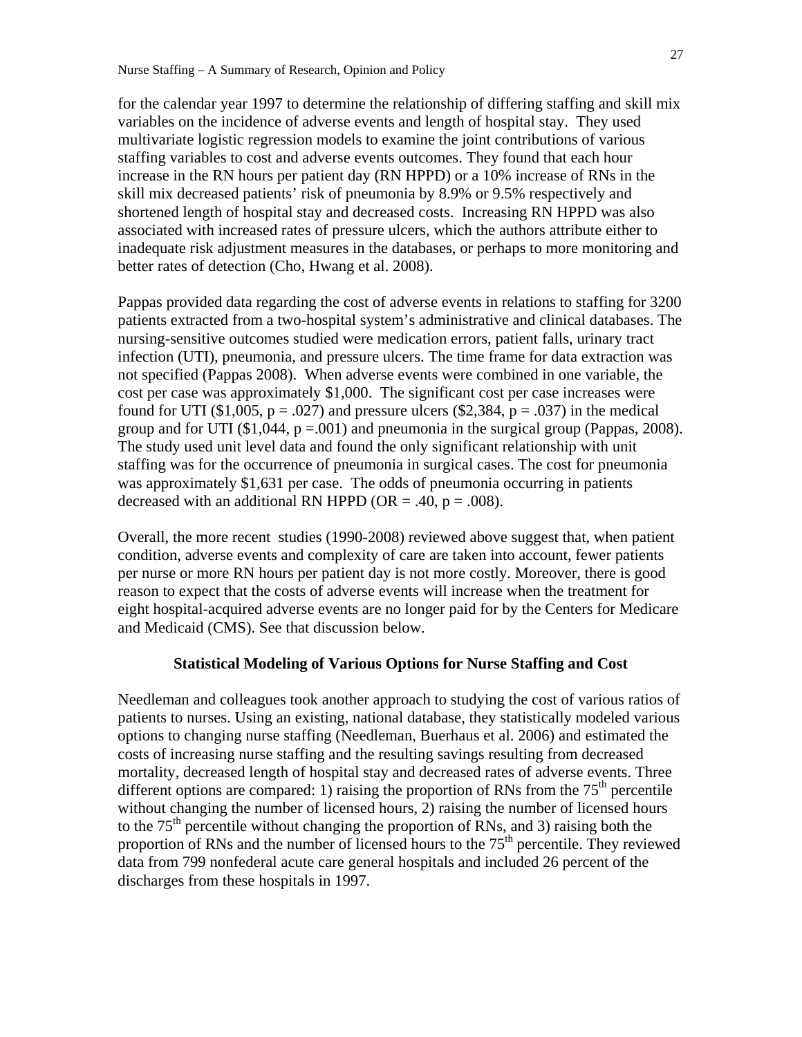for the calendar year 1997 to determine the relationship of differing staffing and skill mix variables on the incidence of adverse events and length of hospital stay. They used multivariate logistic regression models to examine the joint contributions of various staffing variables to cost and adverse events outcomes. They found that each hour increase in the RN hours per patient day (RN HPPD) or a 10% increase of RNs in the skill mix decreased patients' risk of pneumonia by 8.9% or 9.5% respectively and shortened length of hospital stay and decreased costs. Increasing RN HPPD was also associated with increased rates of pressure ulcers, which the authors attribute either to inadequate risk adjustment measures in the databases, or perhaps to more monitoring and better rates of detection (Cho, Hwang et al. 2008).

Pappas provided data regarding the cost of adverse events in relations to staffing for 3200 patients extracted from a two-hospital system's administrative and clinical databases. The nursing-sensitive outcomes studied were medication errors, patient falls, urinary tract infection (UTI), pneumonia, and pressure ulcers. The time frame for data extraction was not specified (Pappas 2008). When adverse events were combined in one variable, the cost per case was approximately $1,000. The significant cost per case increases were found for UTI ($1,005, $p = .027$) and pressure ulcers ($2,384, $p = .037$) in the medical group and for UTI ($1,044, $p =.001$) and pneumonia in the surgical group (Pappas, 2008). The study used unit level data and found the only significant relationship with unit staffing was for the occurrence of pneumonia in surgical cases. The cost for pneumonia was approximately $1,631 per case. The odds of pneumonia occurring in patients decreased with an additional RN HPPD ($OR = .40$, $p = .008$).

Overall, the more recent studies (1990-2008) reviewed above suggest that, when patient condition, adverse events and complexity of care are taken into account, fewer patients per nurse or more RN hours per patient day is not more costly. Moreover, there is good reason to expect that the costs of adverse events will increase when the treatment for eight hospital-acquired adverse events are no longer paid for by the Centers for Medicare and Medicaid (CMS). See that discussion below.

### Statistical Modeling of Various Options for Nurse Staffing and Cost

Needleman and colleagues took another approach to studying the cost of various ratios of patients to nurses. Using an existing, national database, they statistically modeled various options to changing nurse staffing (Needleman, Buerhaus et al. 2006) and estimated the costs of increasing nurse staffing and the resulting savings resulting from decreased mortality, decreased length of hospital stay and decreased rates of adverse events. Three different options are compared: 1) raising the proportion of RNs from the 75th percentile without changing the number of licensed hours, 2) raising the number of licensed hours to the 75th percentile without changing the proportion of RNs, and 3) raising both the proportion of RNs and the number of licensed hours to the 75th percentile. They reviewed data from 799 nonfederal acute care general hospitals and included 26 percent of the discharges from these hospitals in 1997.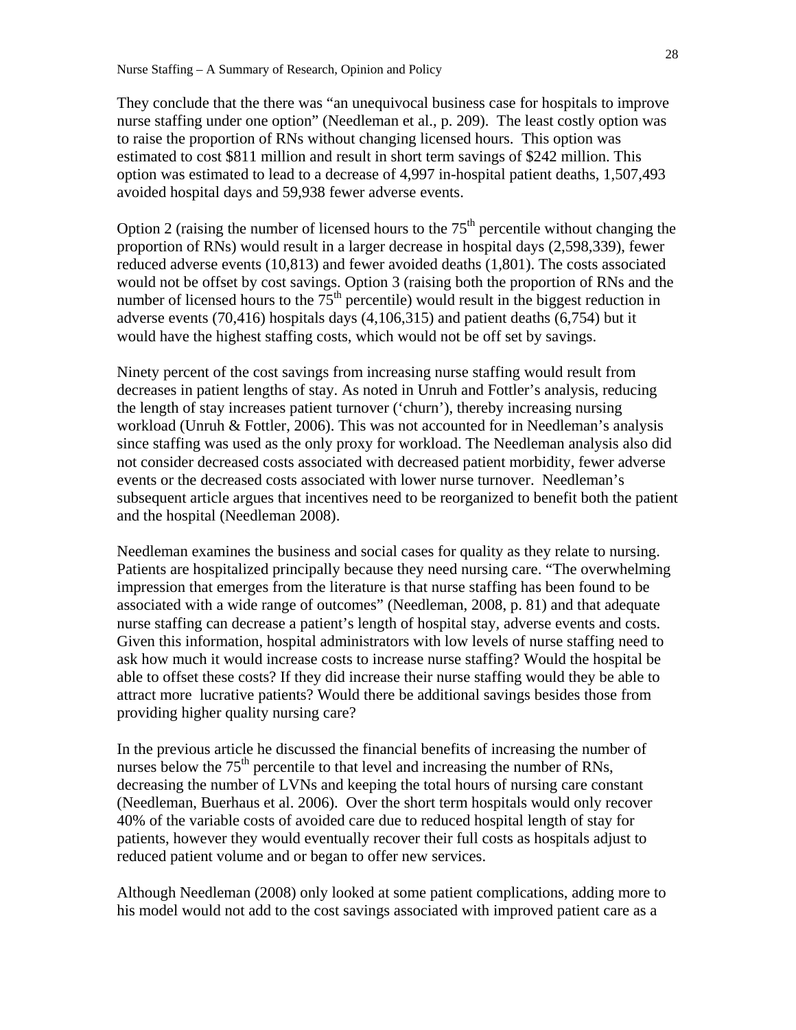They conclude that the there was "an unequivocal business case for hospitals to improve nurse staffing under one option" (Needleman et al., p. 209). The least costly option was to raise the proportion of RNs without changing licensed hours. This option was estimated to cost $811 million and result in short term savings of $242 million. This option was estimated to lead to a decrease of 4,997 in-hospital patient deaths, 1,507,493 avoided hospital days and 59,938 fewer adverse events.

Option 2 (raising the number of licensed hours to the 75$^{th}$ percentile without changing the proportion of RNs) would result in a larger decrease in hospital days (2,598,339), fewer reduced adverse events (10,813) and fewer avoided deaths (1,801). The costs associated would not be offset by cost savings. Option 3 (raising both the proportion of RNs and the number of licensed hours to the 75$^{th}$ percentile) would result in the biggest reduction in adverse events (70,416) hospitals days (4,106,315) and patient deaths (6,754) but it would have the highest staffing costs, which would not be off set by savings.

Ninety percent of the cost savings from increasing nurse staffing would result from decreases in patient lengths of stay. As noted in Unruh and Fottler's analysis, reducing the length of stay increases patient turnover ('churn'), thereby increasing nursing workload (Unruh & Fottler, 2006). This was not accounted for in Needleman's analysis since staffing was used as the only proxy for workload. The Needleman analysis also did not consider decreased costs associated with decreased patient morbidity, fewer adverse events or the decreased costs associated with lower nurse turnover. Needleman's subsequent article argues that incentives need to be reorganized to benefit both the patient and the hospital (Needleman 2008).

Needleman examines the business and social cases for quality as they relate to nursing. Patients are hospitalized principally because they need nursing care. "The overwhelming impression that emerges from the literature is that nurse staffing has been found to be associated with a wide range of outcomes" (Needleman, 2008, p. 81) and that adequate nurse staffing can decrease a patient's length of hospital stay, adverse events and costs. Given this information, hospital administrators with low levels of nurse staffing need to ask how much it would increase costs to increase nurse staffing? Would the hospital be able to offset these costs? If they did increase their nurse staffing would they be able to attract more lucrative patients? Would there be additional savings besides those from providing higher quality nursing care?

In the previous article he discussed the financial benefits of increasing the number of nurses below the 75$^{th}$ percentile to that level and increasing the number of RNs, decreasing the number of LVNs and keeping the total hours of nursing care constant (Needleman, Buerhaus et al. 2006). Over the short term hospitals would only recover 40% of the variable costs of avoided care due to reduced hospital length of stay for patients, however they would eventually recover their full costs as hospitals adjust to reduced patient volume and or began to offer new services.

Although Needleman (2008) only looked at some patient complications, adding more to his model would not add to the cost savings associated with improved patient care as a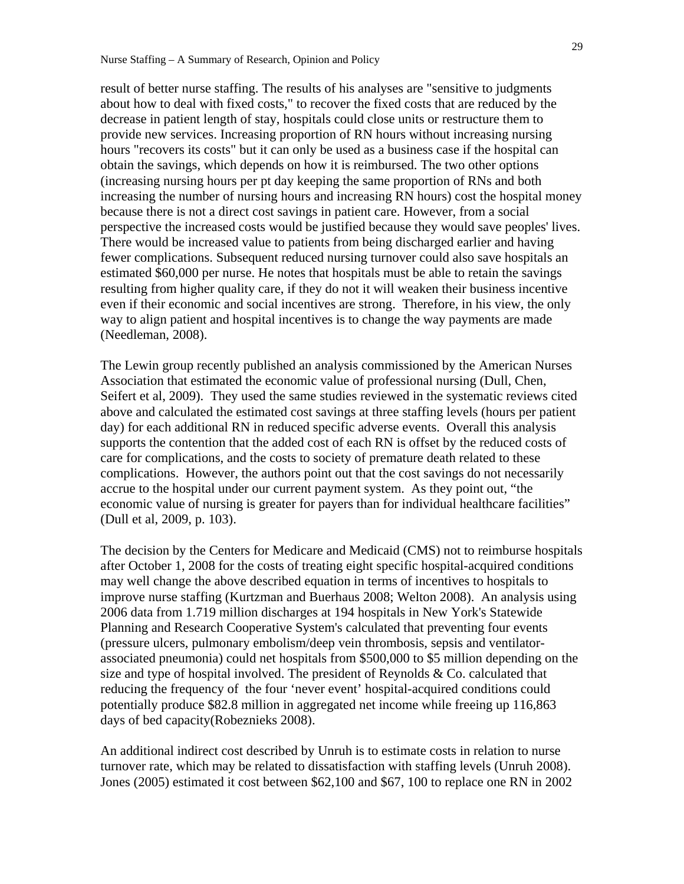result of better nurse staffing. The results of his analyses are "sensitive to judgments about how to deal with fixed costs," to recover the fixed costs that are reduced by the decrease in patient length of stay, hospitals could close units or restructure them to provide new services. Increasing proportion of RN hours without increasing nursing hours "recovers its costs" but it can only be used as a business case if the hospital can obtain the savings, which depends on how it is reimbursed. The two other options (increasing nursing hours per pt day keeping the same proportion of RNs and both increasing the number of nursing hours and increasing RN hours) cost the hospital money because there is not a direct cost savings in patient care. However, from a social perspective the increased costs would be justified because they would save peoples' lives. There would be increased value to patients from being discharged earlier and having fewer complications. Subsequent reduced nursing turnover could also save hospitals an estimated $60,000 per nurse. He notes that hospitals must be able to retain the savings resulting from higher quality care, if they do not it will weaken their business incentive even if their economic and social incentives are strong. Therefore, in his view, the only way to align patient and hospital incentives is to change the way payments are made (Needleman, 2008).

The Lewin group recently published an analysis commissioned by the American Nurses Association that estimated the economic value of professional nursing (Dull, Chen, Seifert et al, 2009). They used the same studies reviewed in the systematic reviews cited above and calculated the estimated cost savings at three staffing levels (hours per patient day) for each additional RN in reduced specific adverse events. Overall this analysis supports the contention that the added cost of each RN is offset by the reduced costs of care for complications, and the costs to society of premature death related to these complications. However, the authors point out that the cost savings do not necessarily accrue to the hospital under our current payment system. As they point out, “the economic value of nursing is greater for payers than for individual healthcare facilities” (Dull et al, 2009, p. 103).

The decision by the Centers for Medicare and Medicaid (CMS) not to reimburse hospitals after October 1, 2008 for the costs of treating eight specific hospital-acquired conditions may well change the above described equation in terms of incentives to hospitals to improve nurse staffing (Kurtzman and Buerhaus 2008; Welton 2008). An analysis using 2006 data from 1.719 million discharges at 194 hospitals in New York's Statewide Planning and Research Cooperative System's calculated that preventing four events (pressure ulcers, pulmonary embolism/deep vein thrombosis, sepsis and ventilator-associated pneumonia) could net hospitals from $500,000 to $5 million depending on the size and type of hospital involved. The president of Reynolds & Co. calculated that reducing the frequency of the four ‘never event’ hospital-acquired conditions could potentially produce $82.8 million in aggregated net income while freeing up 116,863 days of bed capacity(Robeznieks 2008).

An additional indirect cost described by Unruh is to estimate costs in relation to nurse turnover rate, which may be related to dissatisfaction with staffing levels (Unruh 2008). Jones (2005) estimated it cost between $62,100 and $67, 100 to replace one RN in 2002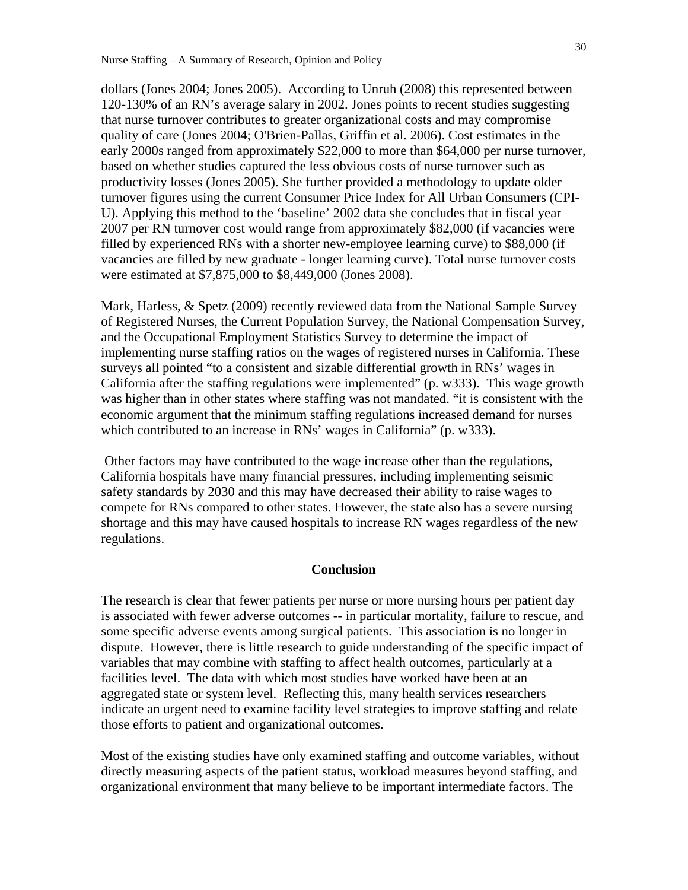dollars (Jones 2004; Jones 2005). According to Unruh (2008) this represented between 120-130% of an RN's average salary in 2002. Jones points to recent studies suggesting that nurse turnover contributes to greater organizational costs and may compromise quality of care (Jones 2004; O'Brien-Pallas, Griffin et al. 2006). Cost estimates in the early 2000s ranged from approximately $22,000 to more than $64,000 per nurse turnover, based on whether studies captured the less obvious costs of nurse turnover such as productivity losses (Jones 2005). She further provided a methodology to update older turnover figures using the current Consumer Price Index for All Urban Consumers (CPI-U). Applying this method to the 'baseline' 2002 data she concludes that in fiscal year 2007 per RN turnover cost would range from approximately $82,000 (if vacancies were filled by experienced RNs with a shorter new-employee learning curve) to $88,000 (if vacancies are filled by new graduate - longer learning curve). Total nurse turnover costs were estimated at $7,875,000 to $8,449,000 (Jones 2008).

Mark, Harless, & Spetz (2009) recently reviewed data from the National Sample Survey of Registered Nurses, the Current Population Survey, the National Compensation Survey, and the Occupational Employment Statistics Survey to determine the impact of implementing nurse staffing ratios on the wages of registered nurses in California. These surveys all pointed "to a consistent and sizable differential growth in RNs' wages in California after the staffing regulations were implemented" (p. w333). This wage growth was higher than in other states where staffing was not mandated. "it is consistent with the economic argument that the minimum staffing regulations increased demand for nurses which contributed to an increase in RNs' wages in California" (p. w333).

Other factors may have contributed to the wage increase other than the regulations, California hospitals have many financial pressures, including implementing seismic safety standards by 2030 and this may have decreased their ability to raise wages to compete for RNs compared to other states. However, the state also has a severe nursing shortage and this may have caused hospitals to increase RN wages regardless of the new regulations.

## Conclusion

The research is clear that fewer patients per nurse or more nursing hours per patient day is associated with fewer adverse outcomes -- in particular mortality, failure to rescue, and some specific adverse events among surgical patients. This association is no longer in dispute. However, there is little research to guide understanding of the specific impact of variables that may combine with staffing to affect health outcomes, particularly at a facilities level. The data with which most studies have worked have been at an aggregated state or system level. Reflecting this, many health services researchers indicate an urgent need to examine facility level strategies to improve staffing and relate those efforts to patient and organizational outcomes.

Most of the existing studies have only examined staffing and outcome variables, without directly measuring aspects of the patient status, workload measures beyond staffing, and organizational environment that many believe to be important intermediate factors. The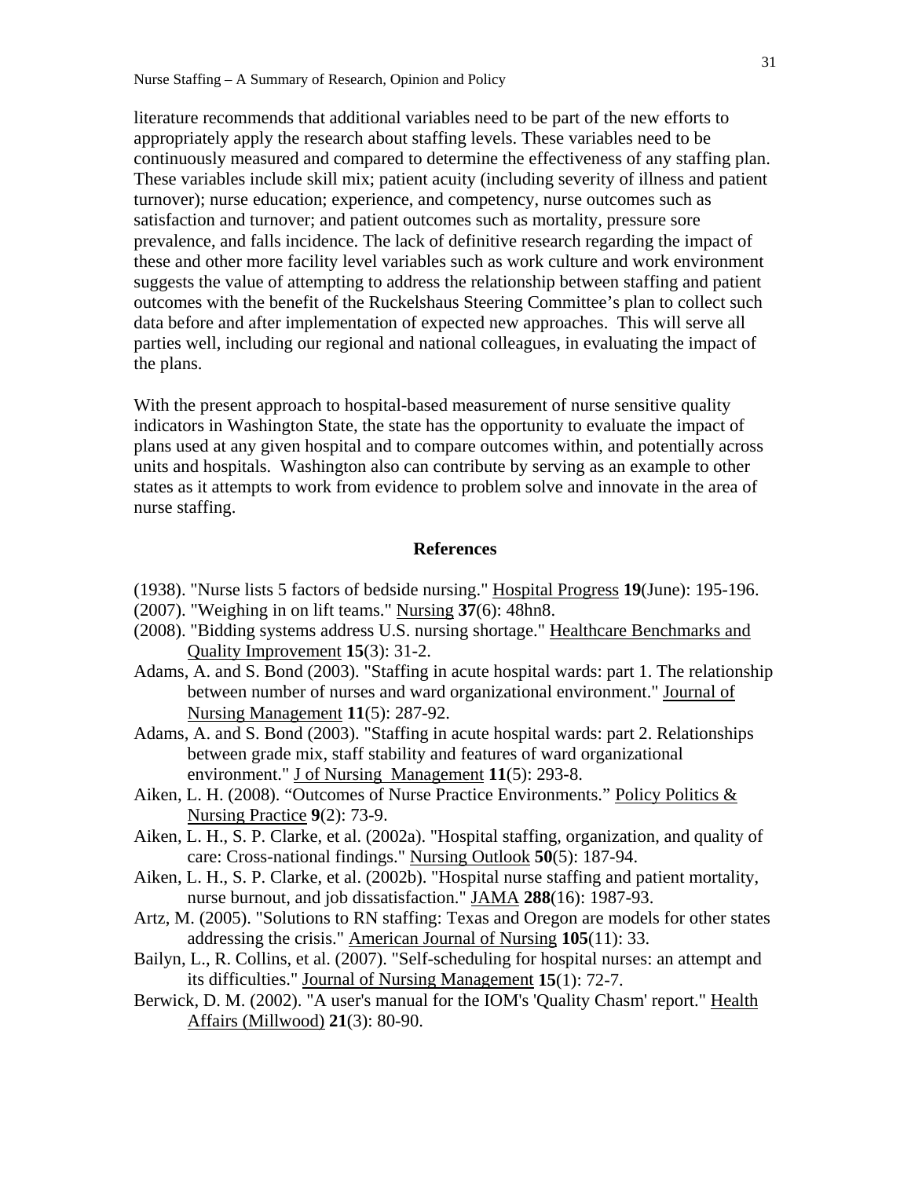literature recommends that additional variables need to be part of the new efforts to appropriately apply the research about staffing levels. These variables need to be continuously measured and compared to determine the effectiveness of any staffing plan. These variables include skill mix; patient acuity (including severity of illness and patient turnover); nurse education; experience, and competency, nurse outcomes such as satisfaction and turnover; and patient outcomes such as mortality, pressure sore prevalence, and falls incidence. The lack of definitive research regarding the impact of these and other more facility level variables such as work culture and work environment suggests the value of attempting to address the relationship between staffing and patient outcomes with the benefit of the Ruckelshaus Steering Committee's plan to collect such data before and after implementation of expected new approaches. This will serve all parties well, including our regional and national colleagues, in evaluating the impact of the plans.

With the present approach to hospital-based measurement of nurse sensitive quality indicators in Washington State, the state has the opportunity to evaluate the impact of plans used at any given hospital and to compare outcomes within, and potentially across units and hospitals. Washington also can contribute by serving as an example to other states as it attempts to work from evidence to problem solve and innovate in the area of nurse staffing.

## References

(1938). "Nurse lists 5 factors of bedside nursing." Hospital Progress **19**(June): 195-196.

(2007). "Weighing in on lift teams." Nursing **37**(6): 48hn8.

(2008). "Bidding systems address U.S. nursing shortage." Healthcare Benchmarks and Quality Improvement **15**(3): 31-2.

Adams, A. and S. Bond (2003). "Staffing in acute hospital wards: part 1. The relationship between number of nurses and ward organizational environment." Journal of Nursing Management **11**(5): 287-92.

Adams, A. and S. Bond (2003). "Staffing in acute hospital wards: part 2. Relationships between grade mix, staff stability and features of ward organizational environment." J of Nursing Management **11**(5): 293-8.

Aiken, L. H. (2008). "Outcomes of Nurse Practice Environments." Policy Politics & Nursing Practice **9**(2): 73-9.

Aiken, L. H., S. P. Clarke, et al. (2002a). "Hospital staffing, organization, and quality of care: Cross-national findings." Nursing Outlook **50**(5): 187-94.

Aiken, L. H., S. P. Clarke, et al. (2002b). "Hospital nurse staffing and patient mortality, nurse burnout, and job dissatisfaction." JAMA **288**(16): 1987-93.

Artz, M. (2005). "Solutions to RN staffing: Texas and Oregon are models for other states addressing the crisis." American Journal of Nursing **105**(11): 33.

Bailyn, L., R. Collins, et al. (2007). "Self-scheduling for hospital nurses: an attempt and its difficulties." Journal of Nursing Management **15**(1): 72-7.

Berwick, D. M. (2002). "A user's manual for the IOM's 'Quality Chasm' report." Health Affairs (Millwood) **21**(3): 80-90.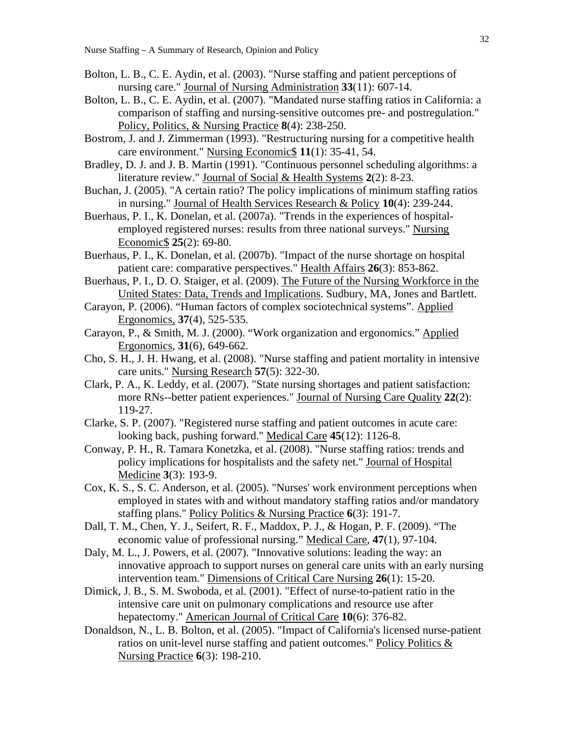Bolton, L. B., C. E. Aydin, et al. (2003). "Nurse staffing and patient perceptions of nursing care." Journal of Nursing Administration **33**(11): 607-14.

Bolton, L. B., C. E. Aydin, et al. (2007). "Mandated nurse staffing ratios in California: a comparison of staffing and nursing-sensitive outcomes pre- and postregulation." Policy, Politics, & Nursing Practice **8**(4): 238-250.

Bostrom, J. and J. Zimmerman (1993). "Restructuring nursing for a competitive health care environment." Nursing Economic$ **11**(1): 35-41, 54.

Bradley, D. J. and J. B. Martin (1991). "Continuous personnel scheduling algorithms: a literature review." Journal of Social & Health Systems **2**(2): 8-23.

Buchan, J. (2005). "A certain ratio? The policy implications of minimum staffing ratios in nursing." Journal of Health Services Research & Policy **10**(4): 239-244.

Buerhaus, P. I., K. Donelan, et al. (2007a). "Trends in the experiences of hospital-employed registered nurses: results from three national surveys." Nursing Economic$ **25**(2): 69-80.

Buerhaus, P. I., K. Donelan, et al. (2007b). "Impact of the nurse shortage on hospital patient care: comparative perspectives." Health Affairs **26**(3): 853-862.

Buerhaus, P. I., D. O. Staiger, et al. (2009). The Future of the Nursing Workforce in the United States: Data, Trends and Implications. Sudbury, MA, Jones and Bartlett.

Carayon, P. (2006). "Human factors of complex sociotechnical systems". Applied Ergonomics, **37**(4), 525-535.

Carayon, P., & Smith, M. J. (2000). "Work organization and ergonomics." Applied Ergonomics, **31**(6), 649-662.

Cho, S. H., J. H. Hwang, et al. (2008). "Nurse staffing and patient mortality in intensive care units." Nursing Research **57**(5): 322-30.

Clark, P. A., K. Leddy, et al. (2007). "State nursing shortages and patient satisfaction: more RNs--better patient experiences." Journal of Nursing Care Quality **22**(2): 119-27.

Clarke, S. P. (2007). "Registered nurse staffing and patient outcomes in acute care: looking back, pushing forward." Medical Care **45**(12): 1126-8.

Conway, P. H., R. Tamara Konetzka, et al. (2008). "Nurse staffing ratios: trends and policy implications for hospitalists and the safety net." Journal of Hospital Medicine **3**(3): 193-9.

Cox, K. S., S. C. Anderson, et al. (2005). "Nurses' work environment perceptions when employed in states with and without mandatory staffing ratios and/or mandatory staffing plans." Policy Politics & Nursing Practice **6**(3): 191-7.

Dall, T. M., Chen, Y. J., Seifert, R. F., Maddox, P. J., & Hogan, P. F. (2009). "The economic value of professional nursing." Medical Care, **47**(1), 97-104.

Daly, M. L., J. Powers, et al. (2007). "Innovative solutions: leading the way: an innovative approach to support nurses on general care units with an early nursing intervention team." Dimensions of Critical Care Nursing **26**(1): 15-20.

Dimick, J. B., S. M. Swoboda, et al. (2001). "Effect of nurse-to-patient ratio in the intensive care unit on pulmonary complications and resource use after hepatectomy." American Journal of Critical Care **10**(6): 376-82.

Donaldson, N., L. B. Bolton, et al. (2005). "Impact of California's licensed nurse-patient ratios on unit-level nurse staffing and patient outcomes." Policy Politics & Nursing Practice **6**(3): 198-210.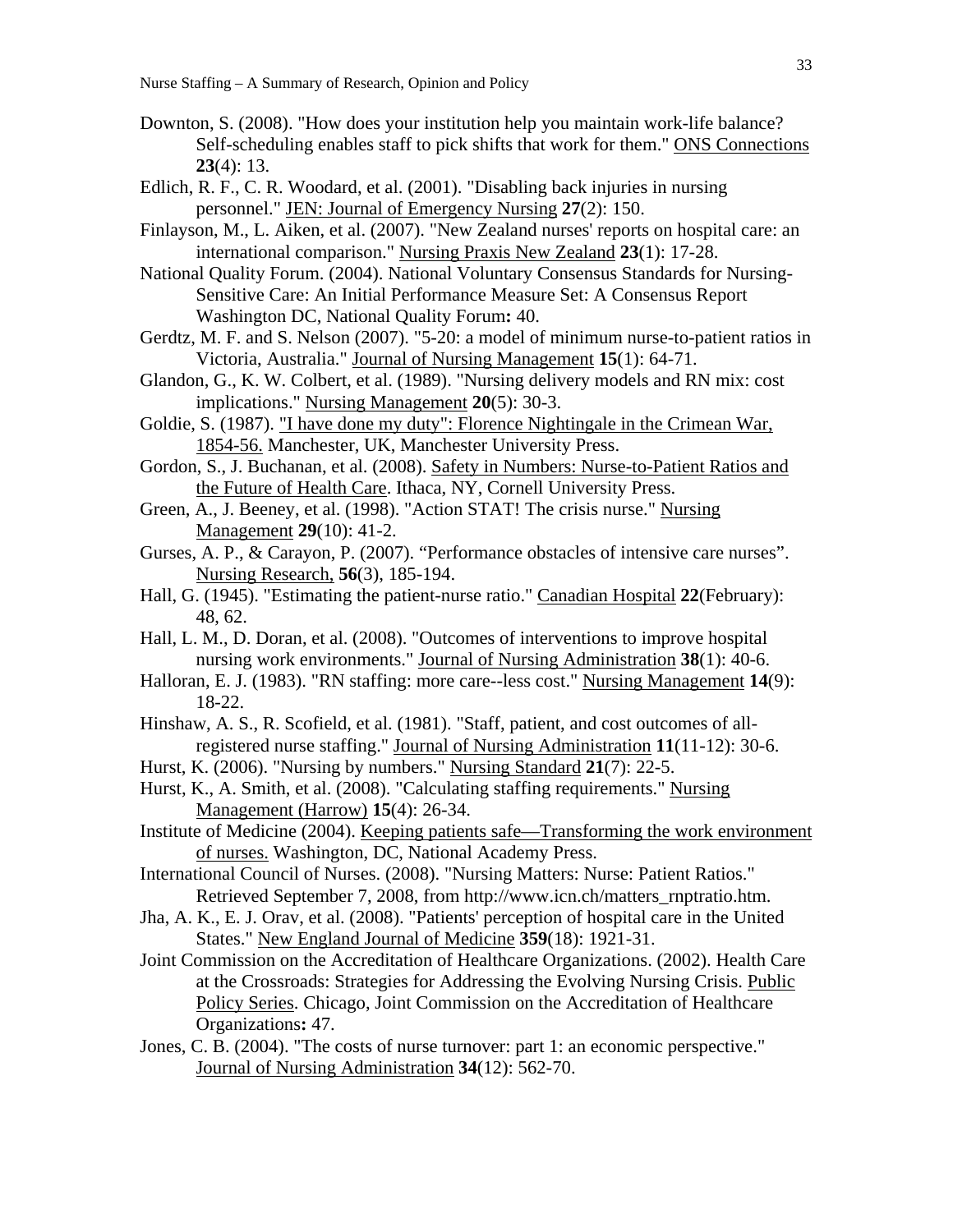Downton, S. (2008). "How does your institution help you maintain work-life balance? Self-scheduling enables staff to pick shifts that work for them." ONS Connections **23**(4): 13.

Edlich, R. F., C. R. Woodard, et al. (2001). "Disabling back injuries in nursing personnel." JEN: Journal of Emergency Nursing **27**(2): 150.

Finlayson, M., L. Aiken, et al. (2007). "New Zealand nurses' reports on hospital care: an international comparison." Nursing Praxis New Zealand **23**(1): 17-28.

National Quality Forum. (2004). National Voluntary Consensus Standards for Nursing-Sensitive Care: An Initial Performance Measure Set: A Consensus Report Washington DC, National Quality Forum**:** 40.

Gerdtz, M. F. and S. Nelson (2007). "5-20: a model of minimum nurse-to-patient ratios in Victoria, Australia." Journal of Nursing Management **15**(1): 64-71.

Glandon, G., K. W. Colbert, et al. (1989). "Nursing delivery models and RN mix: cost implications." Nursing Management **20**(5): 30-3.

Goldie, S. (1987). "I have done my duty": Florence Nightingale in the Crimean War, 1854-56. Manchester, UK, Manchester University Press.

Gordon, S., J. Buchanan, et al. (2008). Safety in Numbers: Nurse-to-Patient Ratios and the Future of Health Care. Ithaca, NY, Cornell University Press.

Green, A., J. Beeney, et al. (1998). "Action STAT! The crisis nurse." Nursing Management **29**(10): 41-2.

Gurses, A. P., & Carayon, P. (2007). "Performance obstacles of intensive care nurses". Nursing Research, **56**(3), 185-194.

Hall, G. (1945). "Estimating the patient-nurse ratio." Canadian Hospital **22**(February): 48, 62.

Hall, L. M., D. Doran, et al. (2008). "Outcomes of interventions to improve hospital nursing work environments." Journal of Nursing Administration **38**(1): 40-6.

Halloran, E. J. (1983). "RN staffing: more care--less cost." Nursing Management **14**(9): 18-22.

Hinshaw, A. S., R. Scofield, et al. (1981). "Staff, patient, and cost outcomes of all-registered nurse staffing." Journal of Nursing Administration **11**(11-12): 30-6.

Hurst, K. (2006). "Nursing by numbers." Nursing Standard **21**(7): 22-5.

Hurst, K., A. Smith, et al. (2008). "Calculating staffing requirements." Nursing Management (Harrow) **15**(4): 26-34.

Institute of Medicine (2004). Keeping patients safe—Transforming the work environment of nurses. Washington, DC, National Academy Press.

International Council of Nurses. (2008). "Nursing Matters: Nurse: Patient Ratios." Retrieved September 7, 2008, from http://www.icn.ch/matters_rnptratio.htm.

Jha, A. K., E. J. Orav, et al. (2008). "Patients' perception of hospital care in the United States." New England Journal of Medicine **359**(18): 1921-31.

Joint Commission on the Accreditation of Healthcare Organizations. (2002). Health Care at the Crossroads: Strategies for Addressing the Evolving Nursing Crisis. Public Policy Series. Chicago, Joint Commission on the Accreditation of Healthcare Organizations**:** 47.

Jones, C. B. (2004). "The costs of nurse turnover: part 1: an economic perspective." Journal of Nursing Administration **34**(12): 562-70.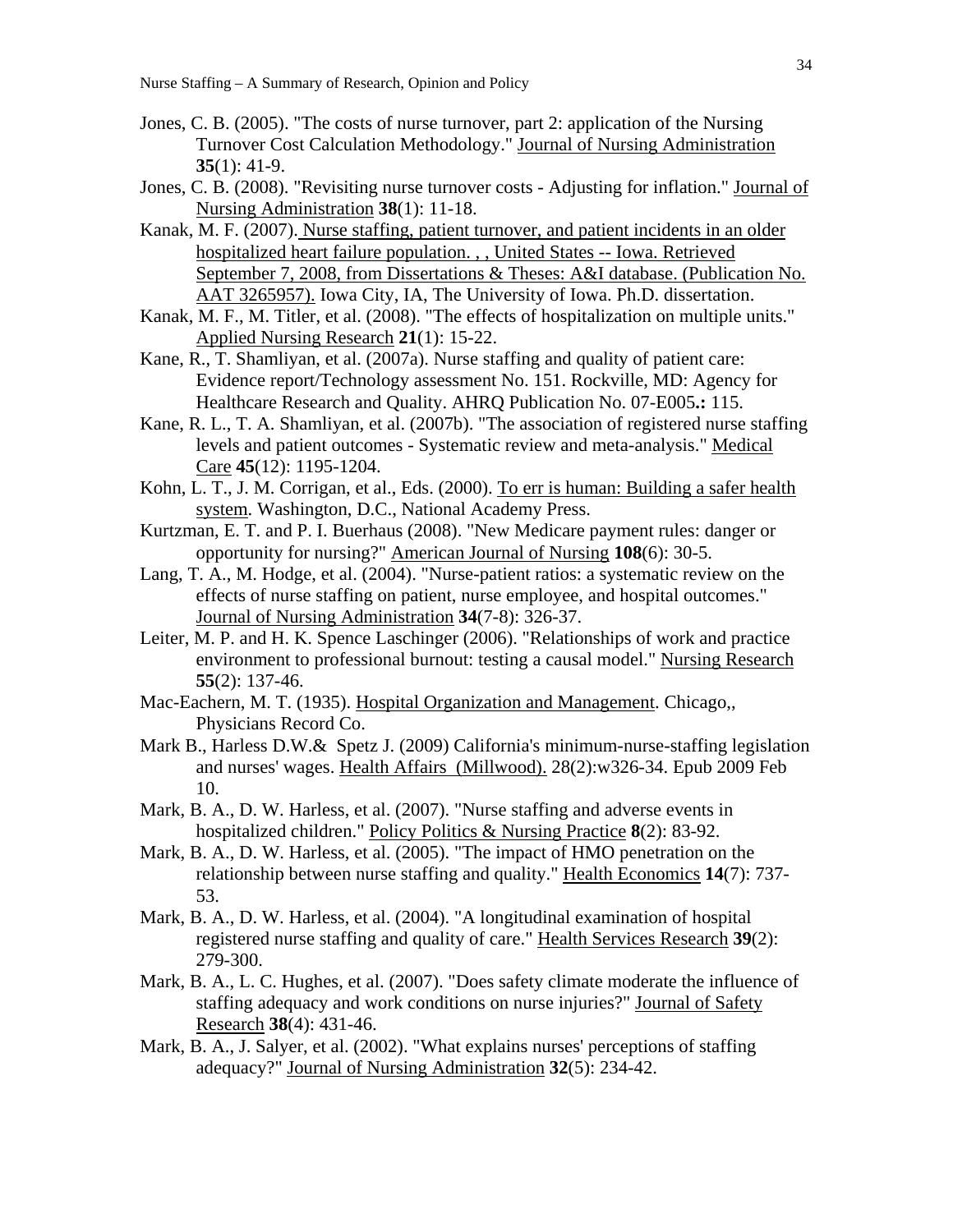Jones, C. B. (2005). "The costs of nurse turnover, part 2: application of the Nursing Turnover Cost Calculation Methodology." Journal of Nursing Administration **35**(1): 41-9.

Jones, C. B. (2008). "Revisiting nurse turnover costs - Adjusting for inflation." Journal of Nursing Administration **38**(1): 11-18.

Kanak, M. F. (2007). Nurse staffing, patient turnover, and patient incidents in an older hospitalized heart failure population. , , United States -- Iowa. Retrieved September 7, 2008, from Dissertations & Theses: A&I database. (Publication No. AAT 3265957). Iowa City, IA, The University of Iowa. Ph.D. dissertation.

Kanak, M. F., M. Titler, et al. (2008). "The effects of hospitalization on multiple units." Applied Nursing Research **21**(1): 15-22.

Kane, R., T. Shamliyan, et al. (2007a). Nurse staffing and quality of patient care: Evidence report/Technology assessment No. 151. Rockville, MD: Agency for Healthcare Research and Quality. AHRQ Publication No. 07-E005**.:** 115.

Kane, R. L., T. A. Shamliyan, et al. (2007b). "The association of registered nurse staffing levels and patient outcomes - Systematic review and meta-analysis." Medical Care **45**(12): 1195-1204.

Kohn, L. T., J. M. Corrigan, et al., Eds. (2000). To err is human: Building a safer health system. Washington, D.C., National Academy Press.

Kurtzman, E. T. and P. I. Buerhaus (2008). "New Medicare payment rules: danger or opportunity for nursing?" American Journal of Nursing **108**(6): 30-5.

Lang, T. A., M. Hodge, et al. (2004). "Nurse-patient ratios: a systematic review on the effects of nurse staffing on patient, nurse employee, and hospital outcomes." Journal of Nursing Administration **34**(7-8): 326-37.

Leiter, M. P. and H. K. Spence Laschinger (2006). "Relationships of work and practice environment to professional burnout: testing a causal model." Nursing Research **55**(2): 137-46.

Mac-Eachern, M. T. (1935). Hospital Organization and Management. Chicago,, Physicians Record Co.

Mark B., Harless D.W.& Spetz J. (2009) California's minimum-nurse-staffing legislation and nurses' wages. Health Affairs (Millwood). 28(2):w326-34. Epub 2009 Feb 10.

Mark, B. A., D. W. Harless, et al. (2007). "Nurse staffing and adverse events in hospitalized children." Policy Politics & Nursing Practice **8**(2): 83-92.

Mark, B. A., D. W. Harless, et al. (2005). "The impact of HMO penetration on the relationship between nurse staffing and quality." Health Economics **14**(7): 737-53.

Mark, B. A., D. W. Harless, et al. (2004). "A longitudinal examination of hospital registered nurse staffing and quality of care." Health Services Research **39**(2): 279-300.

Mark, B. A., L. C. Hughes, et al. (2007). "Does safety climate moderate the influence of staffing adequacy and work conditions on nurse injuries?" Journal of Safety Research **38**(4): 431-46.

Mark, B. A., J. Salyer, et al. (2002). "What explains nurses' perceptions of staffing adequacy?" Journal of Nursing Administration **32**(5): 234-42.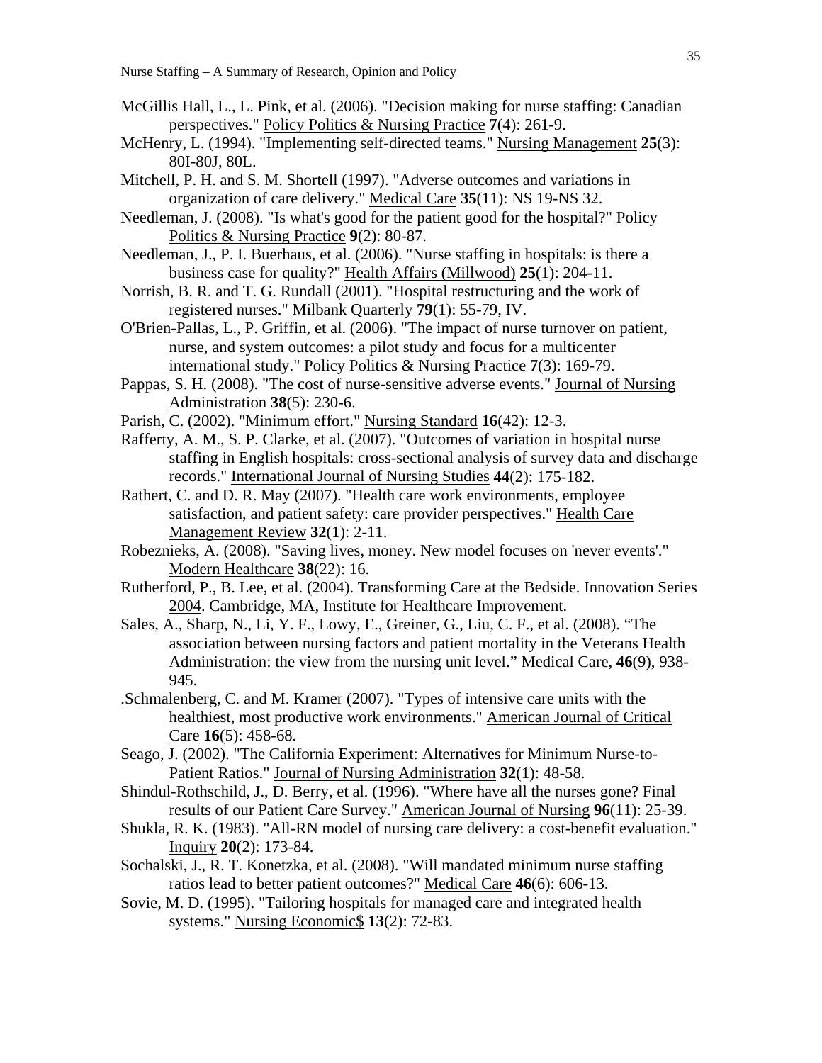McGillis Hall, L., L. Pink, et al. (2006). "Decision making for nurse staffing: Canadian perspectives." Policy Politics & Nursing Practice **7**(4): 261-9.

McHenry, L. (1994). "Implementing self-directed teams." Nursing Management **25**(3): 80I-80J, 80L.

Mitchell, P. H. and S. M. Shortell (1997). "Adverse outcomes and variations in organization of care delivery." Medical Care **35**(11): NS 19-NS 32.

Needleman, J. (2008). "Is what's good for the patient good for the hospital?" Policy Politics & Nursing Practice **9**(2): 80-87.

Needleman, J., P. I. Buerhaus, et al. (2006). "Nurse staffing in hospitals: is there a business case for quality?" Health Affairs (Millwood) **25**(1): 204-11.

Norrish, B. R. and T. G. Rundall (2001). "Hospital restructuring and the work of registered nurses." Milbank Quarterly **79**(1): 55-79, IV.

O'Brien-Pallas, L., P. Griffin, et al. (2006). "The impact of nurse turnover on patient, nurse, and system outcomes: a pilot study and focus for a multicenter international study." Policy Politics & Nursing Practice **7**(3): 169-79.

Pappas, S. H. (2008). "The cost of nurse-sensitive adverse events." Journal of Nursing Administration **38**(5): 230-6.

Parish, C. (2002). "Minimum effort." Nursing Standard **16**(42): 12-3.

Rafferty, A. M., S. P. Clarke, et al. (2007). "Outcomes of variation in hospital nurse staffing in English hospitals: cross-sectional analysis of survey data and discharge records." International Journal of Nursing Studies **44**(2): 175-182.

Rathert, C. and D. R. May (2007). "Health care work environments, employee satisfaction, and patient safety: care provider perspectives." Health Care Management Review **32**(1): 2-11.

Robeznieks, A. (2008). "Saving lives, money. New model focuses on 'never events'." Modern Healthcare **38**(22): 16.

Rutherford, P., B. Lee, et al. (2004). Transforming Care at the Bedside. Innovation Series 2004. Cambridge, MA, Institute for Healthcare Improvement.

Sales, A., Sharp, N., Li, Y. F., Lowy, E., Greiner, G., Liu, C. F., et al. (2008). "The association between nursing factors and patient mortality in the Veterans Health Administration: the view from the nursing unit level." Medical Care, **46**(9), 938-945.

.Schmalenberg, C. and M. Kramer (2007). "Types of intensive care units with the healthiest, most productive work environments." American Journal of Critical Care **16**(5): 458-68.

Seago, J. (2002). "The California Experiment: Alternatives for Minimum Nurse-to-Patient Ratios." Journal of Nursing Administration **32**(1): 48-58.

Shindul-Rothschild, J., D. Berry, et al. (1996). "Where have all the nurses gone? Final results of our Patient Care Survey." American Journal of Nursing **96**(11): 25-39.

Shukla, R. K. (1983). "All-RN model of nursing care delivery: a cost-benefit evaluation." Inquiry **20**(2): 173-84.

Sochalski, J., R. T. Konetzka, et al. (2008). "Will mandated minimum nurse staffing ratios lead to better patient outcomes?" Medical Care **46**(6): 606-13.

Sovie, M. D. (1995). "Tailoring hospitals for managed care and integrated health systems." Nursing Economic$ **13**(2): 72-83.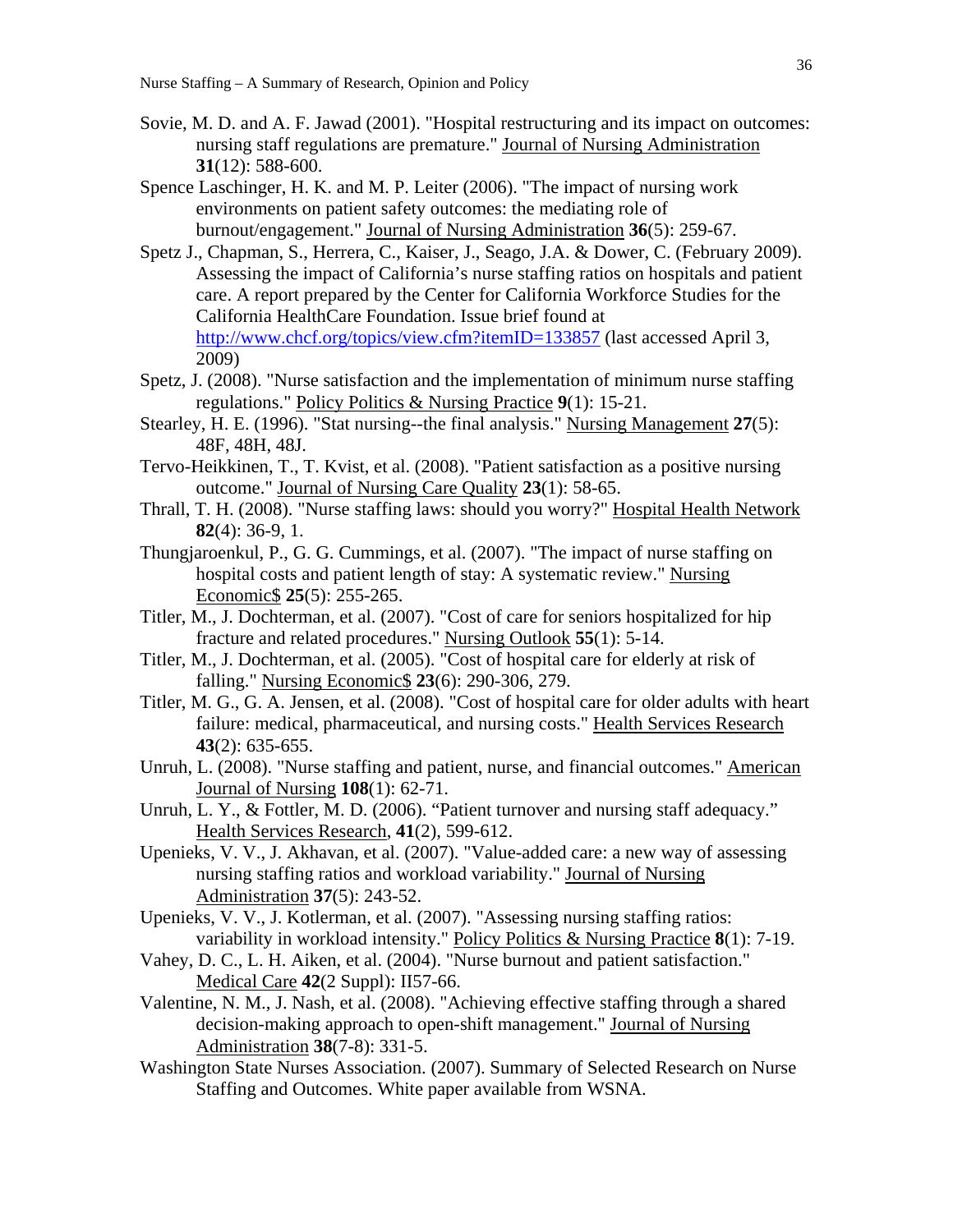Sovie, M. D. and A. F. Jawad (2001). "Hospital restructuring and its impact on outcomes: nursing staff regulations are premature." Journal of Nursing Administration **31**(12): 588-600.

Spence Laschinger, H. K. and M. P. Leiter (2006). "The impact of nursing work environments on patient safety outcomes: the mediating role of burnout/engagement." Journal of Nursing Administration **36**(5): 259-67.

Spetz J., Chapman, S., Herrera, C., Kaiser, J., Seago, J.A. & Dower, C. (February 2009). Assessing the impact of California's nurse staffing ratios on hospitals and patient care. A report prepared by the Center for California Workforce Studies for the California HealthCare Foundation. Issue brief found at http://www.chcf.org/topics/view.cfm?itemID=133857 (last accessed April 3, 2009)

Spetz, J. (2008). "Nurse satisfaction and the implementation of minimum nurse staffing regulations." Policy Politics & Nursing Practice **9**(1): 15-21.

Stearley, H. E. (1996). "Stat nursing--the final analysis." Nursing Management **27**(5): 48F, 48H, 48J.

Tervo-Heikkinen, T., T. Kvist, et al. (2008). "Patient satisfaction as a positive nursing outcome." Journal of Nursing Care Quality **23**(1): 58-65.

Thrall, T. H. (2008). "Nurse staffing laws: should you worry?" Hospital Health Network **82**(4): 36-9, 1.

Thungjaroenkul, P., G. G. Cummings, et al. (2007). "The impact of nurse staffing on hospital costs and patient length of stay: A systematic review." Nursing Economic$ **25**(5): 255-265.

Titler, M., J. Dochterman, et al. (2007). "Cost of care for seniors hospitalized for hip fracture and related procedures." Nursing Outlook **55**(1): 5-14.

Titler, M., J. Dochterman, et al. (2005). "Cost of hospital care for elderly at risk of falling." Nursing Economic$ **23**(6): 290-306, 279.

Titler, M. G., G. A. Jensen, et al. (2008). "Cost of hospital care for older adults with heart failure: medical, pharmaceutical, and nursing costs." Health Services Research **43**(2): 635-655.

Unruh, L. (2008). "Nurse staffing and patient, nurse, and financial outcomes." American Journal of Nursing **108**(1): 62-71.

Unruh, L. Y., & Fottler, M. D. (2006). "Patient turnover and nursing staff adequacy." Health Services Research, **41**(2), 599-612.

Upenieks, V. V., J. Akhavan, et al. (2007). "Value-added care: a new way of assessing nursing staffing ratios and workload variability." Journal of Nursing Administration **37**(5): 243-52.

Upenieks, V. V., J. Kotlerman, et al. (2007). "Assessing nursing staffing ratios: variability in workload intensity." Policy Politics & Nursing Practice **8**(1): 7-19.

Vahey, D. C., L. H. Aiken, et al. (2004). "Nurse burnout and patient satisfaction." Medical Care **42**(2 Suppl): II57-66.

Valentine, N. M., J. Nash, et al. (2008). "Achieving effective staffing through a shared decision-making approach to open-shift management." Journal of Nursing Administration **38**(7-8): 331-5.

Washington State Nurses Association. (2007). Summary of Selected Research on Nurse Staffing and Outcomes. White paper available from WSNA.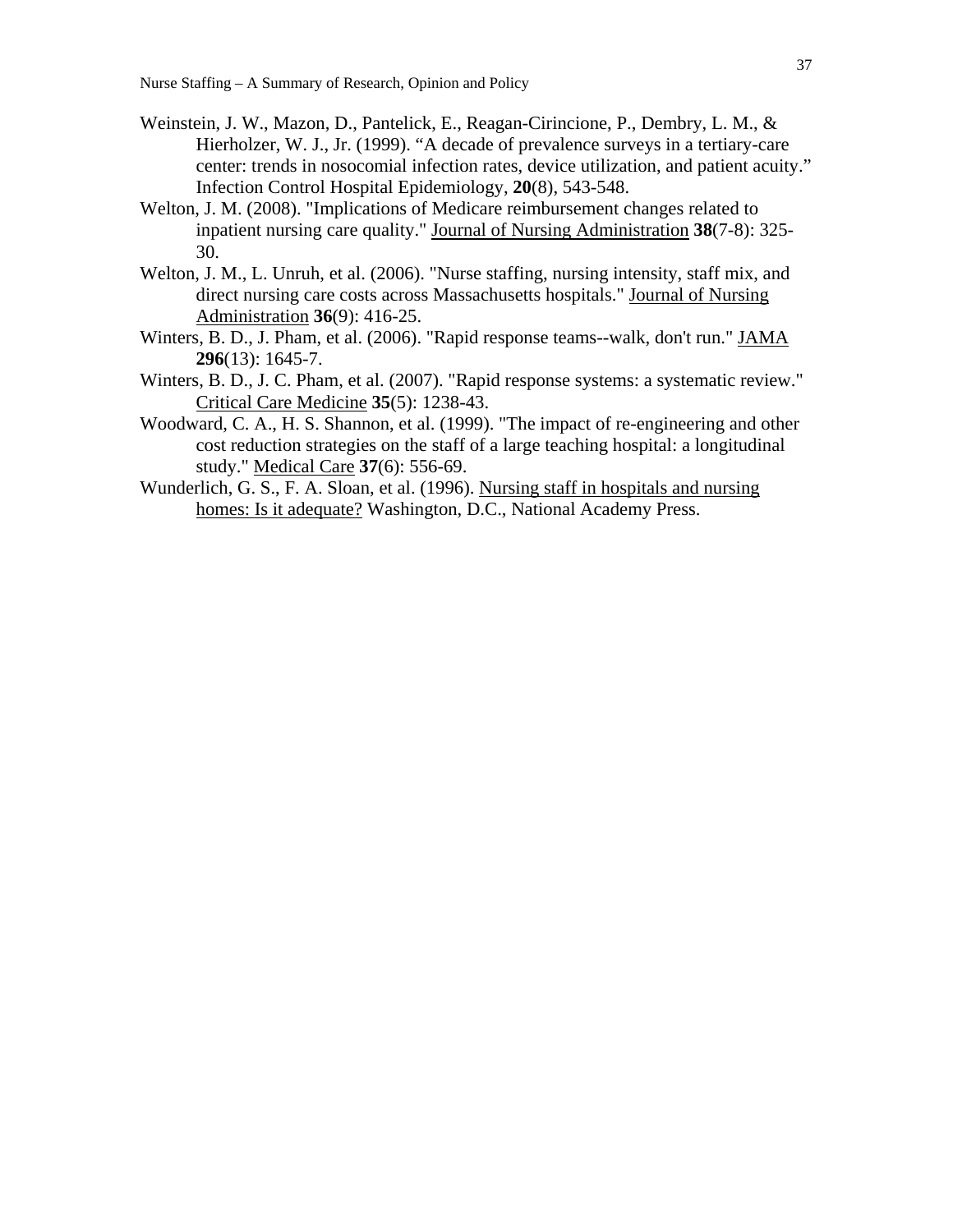Weinstein, J. W., Mazon, D., Pantelick, E., Reagan-Cirincione, P., Dembry, L. M., & Hierholzer, W. J., Jr. (1999). "A decade of prevalence surveys in a tertiary-care center: trends in nosocomial infection rates, device utilization, and patient acuity." Infection Control Hospital Epidemiology, **20**(8), 543-548.

Welton, J. M. (2008). "Implications of Medicare reimbursement changes related to inpatient nursing care quality." Journal of Nursing Administration **38**(7-8): 325-30.

Welton, J. M., L. Unruh, et al. (2006). "Nurse staffing, nursing intensity, staff mix, and direct nursing care costs across Massachusetts hospitals." Journal of Nursing Administration **36**(9): 416-25.

Winters, B. D., J. Pham, et al. (2006). "Rapid response teams--walk, don't run." JAMA **296**(13): 1645-7.

Winters, B. D., J. C. Pham, et al. (2007). "Rapid response systems: a systematic review." Critical Care Medicine **35**(5): 1238-43.

Woodward, C. A., H. S. Shannon, et al. (1999). "The impact of re-engineering and other cost reduction strategies on the staff of a large teaching hospital: a longitudinal study." Medical Care **37**(6): 556-69.

Wunderlich, G. S., F. A. Sloan, et al. (1996). Nursing staff in hospitals and nursing homes: Is it adequate? Washington, D.C., National Academy Press.